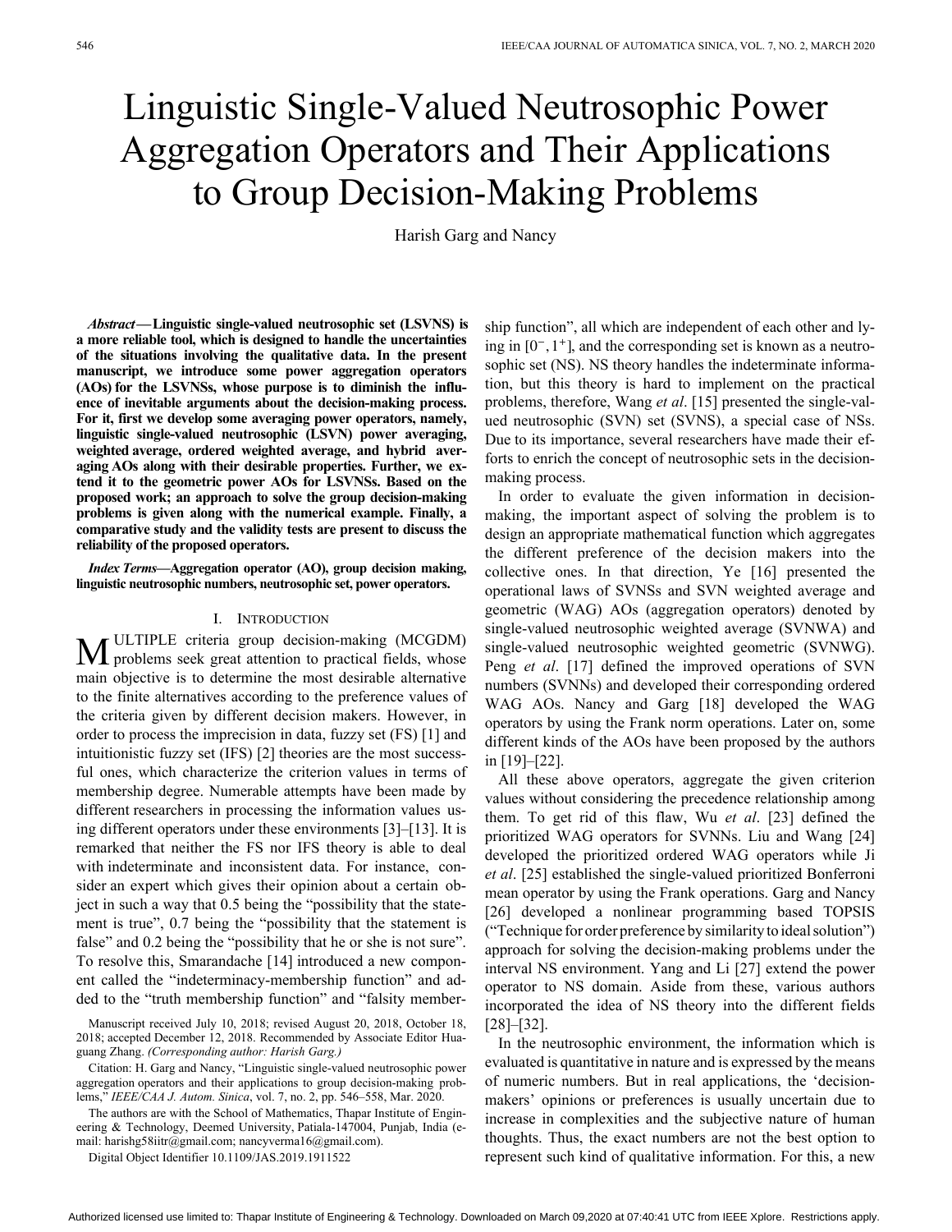# Linguistic Single-Valued Neutrosophic Power Aggregation Operators and Their Applications to Group Decision-Making Problems

Harish Garg and Nancy

***Abstract*—Linguistic single-valued neutrosophic set (LSVNS) is a more reliable tool, which is designed to handle the uncertainties of the situations involving the qualitative data. In the present manuscript, we introduce some power aggregation operators (AOs) for the LSVNSs, whose purpose is to diminish the influence of inevitable arguments about the decision-making process. For it, first we develop some averaging power operators, namely, linguistic single-valued neutrosophic (LSVN) power averaging, weighted average, ordered weighted average, and hybrid averaging AOs along with their desirable properties. Further, we extend it to the geometric power AOs for LSVNSs. Based on the proposed work; an approach to solve the group decision-making problems is given along with the numerical example. Finally, a comparative study and the validity tests are present to discuss the reliability of the proposed operators.**

***Index Terms*—Aggregation operator (AO), group decision making, linguistic neutrosophic numbers, neutrosophic set, power operators.**

## I. Introduction

Multiple criteria group decision-making (MCGDM) problems seek great attention to practical fields, whose main objective is to determine the most desirable alternative to the finite alternatives according to the preference values of the criteria given by different decision makers. However, in order to process the imprecision in data, fuzzy set (FS) [1] and intuitionistic fuzzy set (IFS) [2] theories are the most successful ones, which characterize the criterion values in terms of membership degree. Numerable attempts have been made by different researchers in processing the information values using different operators under these environments [3]–[13]. It is remarked that neither the FS nor IFS theory is able to deal with indeterminate and inconsistent data. For instance, consider an expert which gives their opinion about a certain object in such a way that 0.5 being the "possibility that the statement is true", 0.7 being the "possibility that the statement is false" and 0.2 being the "possibility that he or she is not sure". To resolve this, Smarandache [14] introduced a new component called the "indeterminacy-membership function" and added to the "truth membership function" and "falsity membership function", all which are independent of each other and lying in $[0^-, 1^+]$, and the corresponding set is known as a neutrosophic set (NS). NS theory handles the indeterminate information, but this theory is hard to implement on the practical problems, therefore, Wang *et al*. [15] presented the single-valued neutrosophic (SVN) set (SVNS), a special case of NSs. Due to its importance, several researchers have made their efforts to enrich the concept of neutrosophic sets in the decision-making process.

In order to evaluate the given information in decision-making, the important aspect of solving the problem is to design an appropriate mathematical function which aggregates the different preference of the decision makers into the collective ones. In that direction, Ye [16] presented the operational laws of SVNSs and SVN weighted average and geometric (WAG) AOs (aggregation operators) denoted by single-valued neutrosophic weighted average (SVNWA) and single-valued neutrosophic weighted geometric (SVNWG). Peng *et al*. [17] defined the improved operations of SVN numbers (SVNNs) and developed their corresponding ordered WAG AOs. Nancy and Garg [18] developed the WAG operators by using the Frank norm operations. Later on, some different kinds of the AOs have been proposed by the authors in [19]–[22].

All these above operators, aggregate the given criterion values without considering the precedence relationship among them. To get rid of this flaw, Wu *et al*. [23] defined the prioritized WAG operators for SVNNs. Liu and Wang [24] developed the prioritized ordered WAG operators while Ji *et al*. [25] established the single-valued prioritized Bonferroni mean operator by using the Frank operations. Garg and Nancy [26] developed a nonlinear programming based TOPSIS ("Technique for order preference by similarity to ideal solution") approach for solving the decision-making problems under the interval NS environment. Yang and Li [27] extend the power operator to NS domain. Aside from these, various authors incorporated the idea of NS theory into the different fields [28]–[32].

In the neutrosophic environment, the information which is evaluated is quantitative in nature and is expressed by the means of numeric numbers. But in real applications, the 'decision-makers' opinions or preferences is usually uncertain due to increase in complexities and the subjective nature of human thoughts. Thus, the exact numbers are not the best option to represent such kind of qualitative information. For this, a new

Manuscript received July 10, 2018; revised August 20, 2018, October 18, 2018; accepted December 12, 2018. Recommended by Associate Editor Huaguang Zhang. *(Corresponding author: Harish Garg.)*

Citation: H. Garg and Nancy, "Linguistic single-valued neutrosophic power aggregation operators and their applications to group decision-making problems," *IEEE/CAA J. Autom. Sinica*, vol. 7, no. 2, pp. 546–558, Mar. 2020.

The authors are with the School of Mathematics, Thapar Institute of Engineering & Technology, Deemed University, Patiala-147004, Punjab, India (e-mail: harishg58iitr@gmail.com; nancyverma16@gmail.com).

Digital Object Identifier 10.1109/JAS.2019.1911522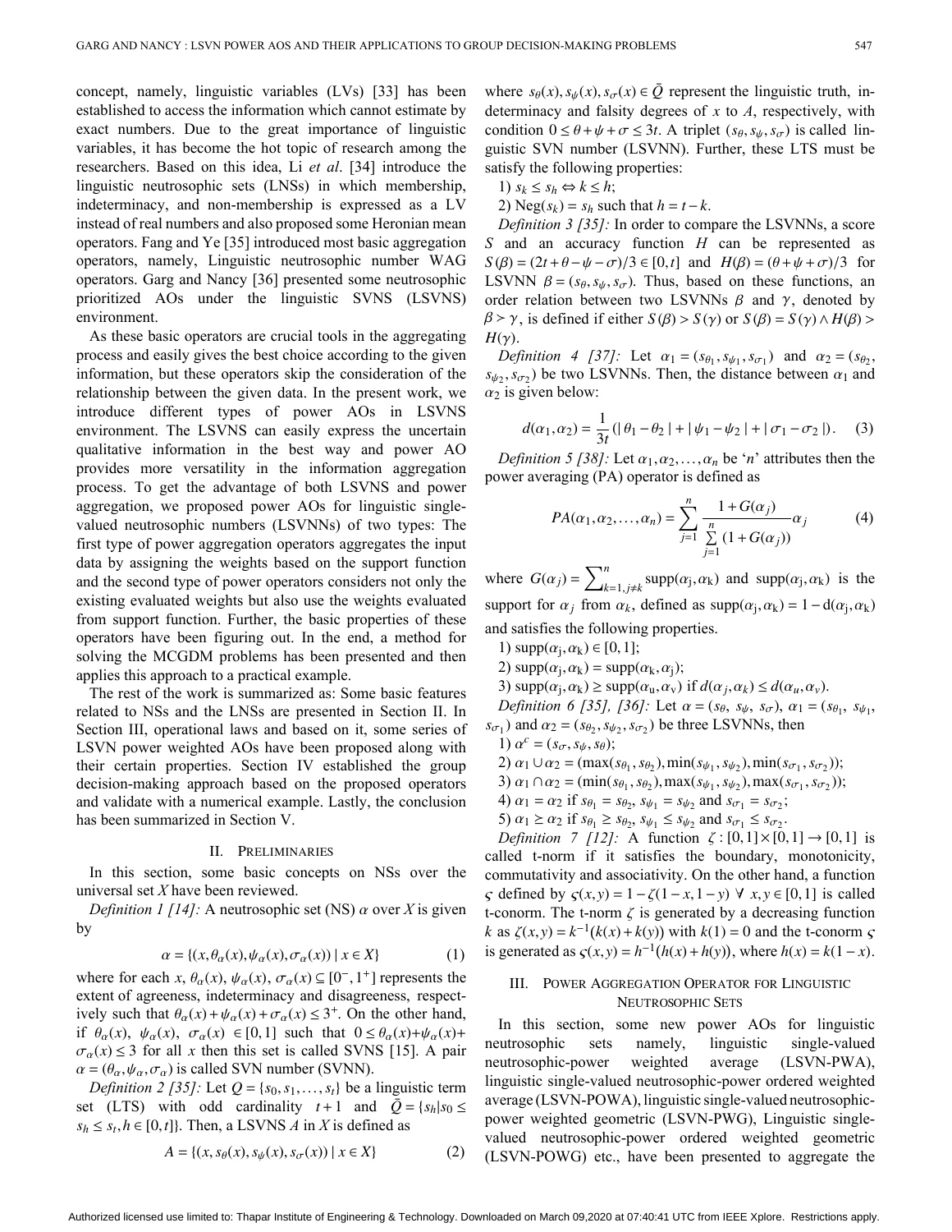concept, namely, linguistic variables (LVs) [33] has been established to access the information which cannot estimate by exact numbers. Due to the great importance of linguistic variables, it has become the hot topic of research among the researchers. Based on this idea, Li *et al*. [34] introduce the linguistic neutrosophic sets (LNSs) in which membership, indeterminacy, and non-membership is expressed as a LV instead of real numbers and also proposed some Heronian mean operators. Fang and Ye [35] introduced most basic aggregation operators, namely, Linguistic neutrosophic number WAG operators. Garg and Nancy [36] presented some neutrosophic prioritized AOs under the linguistic SVNS (LSVNS) environment.

As these basic operators are crucial tools in the aggregating process and easily gives the best choice according to the given information, but these operators skip the consideration of the relationship between the given data. In the present work, we introduce different types of power AOs in LSVNS environment. The LSVNS can easily express the uncertain qualitative information in the best way and power AO provides more versatility in the information aggregation process. To get the advantage of both LSVNS and power aggregation, we proposed power AOs for linguistic single-valued neutrosophic numbers (LSVNNs) of two types: The first type of power aggregation operators aggregates the input data by assigning the weights based on the support function and the second type of power operators considers not only the existing evaluated weights but also use the weights evaluated from support function. Further, the basic properties of these operators have been figuring out. In the end, a method for solving the MCGDM problems has been presented and then applies this approach to a practical example.

The rest of the work is summarized as: Some basic features related to NSs and the LNSs are presented in Section II. In Section III, operational laws and based on it, some series of LSVN power weighted AOs have been proposed along with their certain properties. Section IV established the group decision-making approach based on the proposed operators and validate with a numerical example. Lastly, the conclusion has been summarized in Section V.

## II. Preliminaries

In this section, some basic concepts on NSs over the universal set $X$ have been reviewed.

*Definition 1 [14]:* A neutrosophic set (NS) $\alpha$ over $X$ is given by

$$\alpha = \{(x, \theta_\alpha(x), \psi_\alpha(x), \sigma_\alpha(x)) \mid x \in X\} \tag{1}$$

where for each $x$, $\theta_\alpha(x)$, $\psi_\alpha(x)$, $\sigma_\alpha(x) \subseteq [0^-, 1^+]$ represents the extent of agreeness, indeterminacy and disagreeness, respectively such that $\theta_\alpha(x) + \psi_\alpha(x) + \sigma_\alpha(x) \le 3^+$. On the other hand, if $\theta_\alpha(x)$, $\psi_\alpha(x)$, $\sigma_\alpha(x) \in [0,1]$ such that $0 \le \theta_\alpha(x) + \psi_\alpha(x) + \sigma_\alpha(x) \le 3$ for all $x$ then this set is called SVNS [15]. A pair $\alpha = (\theta_\alpha, \psi_\alpha, \sigma_\alpha)$ is called SVN number (SVNN).

*Definition 2 [35]:* Let $Q = \{s_0, s_1, \dots, s_t\}$ be a linguistic term set (LTS) with odd cardinality $t+1$ and $\bar{Q} = \{s_h | s_0 \le s_h \le s_t, h \in [0,t]\}$. Then, a LSVNS $A$ in $X$ is defined as

$$A = \{(x, s_\theta(x), s_\psi(x), s_\sigma(x)) \mid x \in X\} \tag{2}$$

where $s_\theta(x), s_\psi(x), s_\sigma(x) \in \bar{Q}$ represent the linguistic truth, indeterminacy and falsity degrees of $x$ to $A$, respectively, with condition $0 \le \theta + \psi + \sigma \le 3t$. A triplet $(s_\theta, s_\psi, s_\sigma)$ is called linguistic SVN number (LSVNN). Further, these LTS must be satisfy the following properties:

1) $s_k \le s_h \Leftrightarrow k \le h$;
2) $\text{Neg}(s_k) = s_h$ such that $h = t - k$.

*Definition 3 [35]:* In order to compare the LSVNNs, a score $S$ and an accuracy function $H$ can be represented as $S(\beta) = (2t + \theta - \psi - \sigma)/3 \in [0,t]$ and $H(\beta) = (\theta + \psi + \sigma)/3$ for LSVNN $\beta = (s_\theta, s_\psi, s_\sigma)$. Thus, based on these functions, an order relation between two LSVNNs $\beta$ and $\gamma$, denoted by $\beta \succ \gamma$, is defined if either $S(\beta) > S(\gamma)$ or $S(\beta) = S(\gamma) \wedge H(\beta) > H(\gamma)$.

*Definition 4 [37]:* Let $\alpha_1 = (s_{\theta_1}, s_{\psi_1}, s_{\sigma_1})$ and $\alpha_2 = (s_{\theta_2}, s_{\psi_2}, s_{\sigma_2})$ be two LSVNNs. Then, the distance between $\alpha_1$ and $\alpha_2$ is given below:

$$d(\alpha_1, \alpha_2) = \frac{1}{3t}(|\theta_1 - \theta_2| + |\psi_1 - \psi_2| + |\sigma_1 - \sigma_2|). \tag{3}$$

*Definition 5 [38]:* Let $\alpha_1, \alpha_2, \dots, \alpha_n$ be '$n$' attributes then the power averaging (PA) operator is defined as

$$PA(\alpha_1, \alpha_2, \dots, \alpha_n) = \sum_{j=1}^{n} \frac{1 + G(\alpha_j)}{\sum\limits_{j=1}^{n}(1 + G(\alpha_j))} \alpha_j \tag{4}$$

where $G(\alpha_j) = \sum_{k=1, j \ne k}^{n} \text{supp}(\alpha_j, \alpha_k)$ and $\text{supp}(\alpha_j, \alpha_k)$ is the support for $\alpha_j$ from $\alpha_k$, defined as $\text{supp}(\alpha_j, \alpha_k) = 1 - d(\alpha_j, \alpha_k)$ and satisfies the following properties.

1) $\text{supp}(\alpha_j, \alpha_k) \in [0,1]$;
2) $\text{supp}(\alpha_j, \alpha_k) = \text{supp}(\alpha_k, \alpha_j)$;
3) $\text{supp}(\alpha_j, \alpha_k) \ge \text{supp}(\alpha_u, \alpha_v)$ if $d(\alpha_j, \alpha_k) \le d(\alpha_u, \alpha_v)$.

*Definition 6 [35], [36]:* Let $\alpha = (s_\theta, s_\psi, s_\sigma)$, $\alpha_1 = (s_{\theta_1}, s_{\psi_1}, s_{\sigma_1})$ and $\alpha_2 = (s_{\theta_2}, s_{\psi_2}, s_{\sigma_2})$ be three LSVNNs, then

1) $\alpha^c = (s_\sigma, s_\psi, s_\theta)$;
2) $\alpha_1 \cup \alpha_2 = (\max(s_{\theta_1}, s_{\theta_2}), \min(s_{\psi_1}, s_{\psi_2}), \min(s_{\sigma_1}, s_{\sigma_2}))$;
3) $\alpha_1 \cap \alpha_2 = (\min(s_{\theta_1}, s_{\theta_2}), \max(s_{\psi_1}, s_{\psi_2}), \max(s_{\sigma_1}, s_{\sigma_2}))$;
4) $\alpha_1 = \alpha_2$ if $s_{\theta_1} = s_{\theta_2}$, $s_{\psi_1} = s_{\psi_2}$ and $s_{\sigma_1} = s_{\sigma_2}$;
5) $\alpha_1 \ge \alpha_2$ if $s_{\theta_1} \ge s_{\theta_2}$, $s_{\psi_1} \le s_{\psi_2}$ and $s_{\sigma_1} \le s_{\sigma_2}$.

*Definition 7 [12]:* A function $\zeta : [0,1] \times [0,1] \to [0,1]$ is called t-norm if it satisfies the boundary, monotonicity, commutativity and associativity. On the other hand, a function $\varsigma$ defined by $\varsigma(x,y) = 1 - \zeta(1-x, 1-y)\ \forall\ x, y \in [0,1]$ is called t-conorm. The t-norm $\zeta$ is generated by a decreasing function $k$ as $\zeta(x,y) = k^{-1}(k(x) + k(y))$ with $k(1) = 0$ and the t-conorm $\varsigma$ is generated as $\varsigma(x,y) = h^{-1}(h(x) + h(y))$, where $h(x) = k(1-x)$.

## III. Power Aggregation Operator for Linguistic Neutrosophic Sets

In this section, some new power AOs for linguistic neutrosophic sets namely, linguistic single-valued neutrosophic-power weighted average (LSVN-PWA), linguistic single-valued neutrosophic-power ordered weighted average (LSVN-POWA), linguistic single-valued neutrosophic-power weighted geometric (LSVN-PWG), Linguistic single-valued neutrosophic-power ordered weighted geometric (LSVN-POWG) etc., have been presented to aggregate the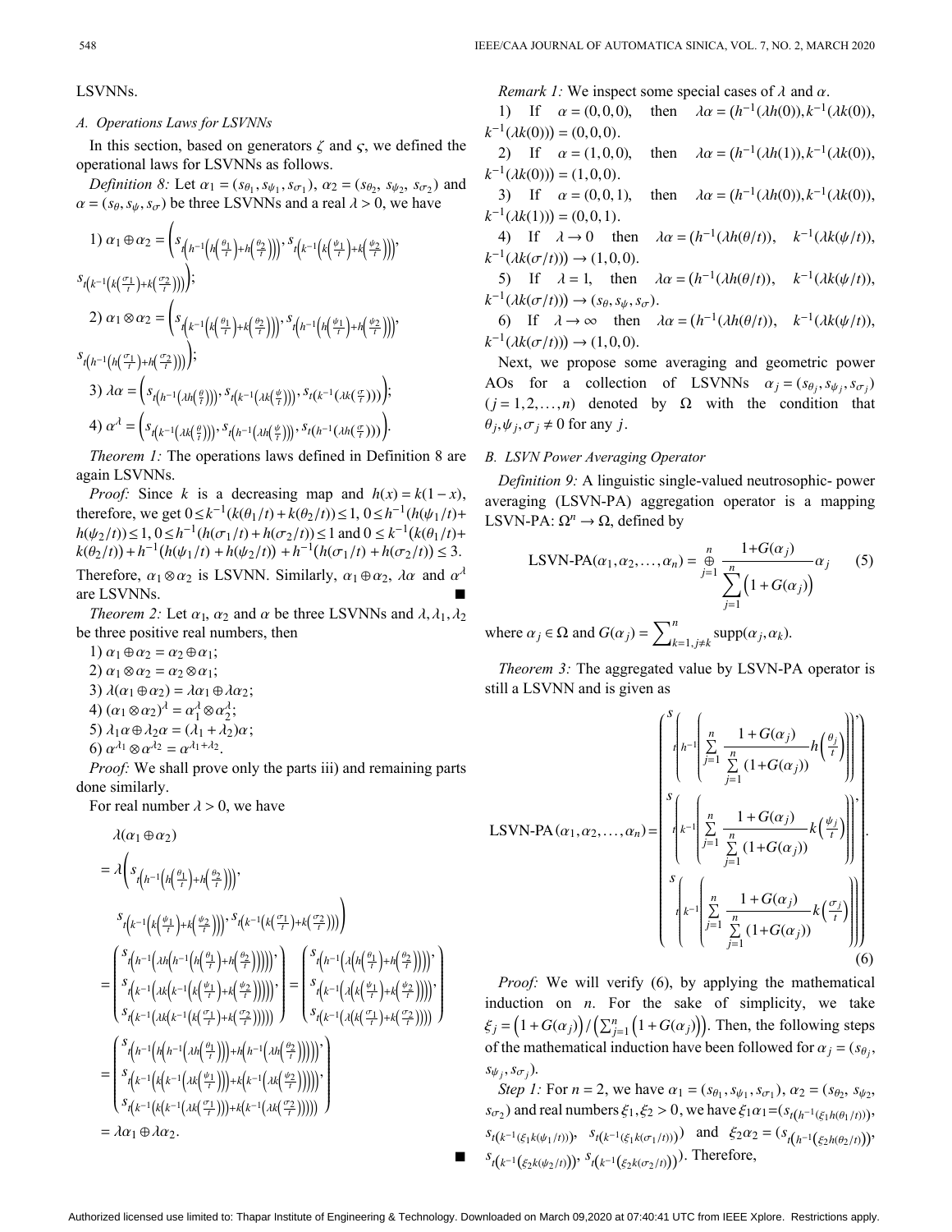LSVNNs.

### A. Operations Laws for LSVNNs

In this section, based on generators $\zeta$ and $\varsigma$, we defined the operational laws for LSVNNs as follows.

*Definition 8:* Let $\alpha_1 = (s_{\theta_1}, s_{\psi_1}, s_{\sigma_1})$, $\alpha_2 = (s_{\theta_2}, s_{\psi_2}, s_{\sigma_2})$ and $\alpha = (s_\theta, s_\psi, s_\sigma)$ be three LSVNNs and a real $\lambda > 0$, we have

1) $\alpha_1 \oplus \alpha_2 = \left( s_{t\left(h^{-1}\left(h\left(\frac{\theta_1}{t}\right)+h\left(\frac{\theta_2}{t}\right)\right)\right)}, s_{t\left(k^{-1}\left(k\left(\frac{\psi_1}{t}\right)+k\left(\frac{\psi_2}{t}\right)\right)\right)}, s_{t\left(k^{-1}\left(k\left(\frac{\sigma_1}{t}\right)+k\left(\frac{\sigma_2}{t}\right)\right)\right)} \right)$;

2) $\alpha_1 \otimes \alpha_2 = \left( s_{t\left(k^{-1}\left(k\left(\frac{\theta_1}{t}\right)+k\left(\frac{\theta_2}{t}\right)\right)\right)}, s_{t\left(h^{-1}\left(h\left(\frac{\psi_1}{t}\right)+h\left(\frac{\psi_2}{t}\right)\right)\right)}, s_{t\left(h^{-1}\left(h\left(\frac{\sigma_1}{t}\right)+h\left(\frac{\sigma_2}{t}\right)\right)\right)} \right)$;

3) $\lambda\alpha = \left( s_{t\left(h^{-1}\left(\lambda h\left(\frac{\theta}{t}\right)\right)\right)}, s_{t\left(k^{-1}\left(\lambda k\left(\frac{\psi}{t}\right)\right)\right)}, s_{t\left(k^{-1}\left(\lambda k\left(\frac{\sigma}{t}\right)\right)\right)} \right)$;

4) $\alpha^\lambda = \left( s_{t\left(k^{-1}\left(\lambda k\left(\frac{\theta}{t}\right)\right)\right)}, s_{t\left(h^{-1}\left(\lambda h\left(\frac{\psi}{t}\right)\right)\right)}, s_{t\left(h^{-1}\left(\lambda h\left(\frac{\sigma}{t}\right)\right)\right)} \right)$.

*Theorem 1:* The operations laws defined in Definition 8 are again LSVNNs.

*Proof:* Since $k$ is a decreasing map and $h(x) = k(1-x)$, therefore, we get $0 \le k^{-1}(k(\theta_1/t) + k(\theta_2/t)) \le 1$, $0 \le h^{-1}(h(\psi_1/t) + h(\psi_2/t)) \le 1$, $0 \le h^{-1}(h(\sigma_1/t) + h(\sigma_2/t)) \le 1$ and $0 \le k^{-1}(k(\theta_1/t) + k(\theta_2/t)) + h^{-1}(h(\psi_1/t) + h(\psi_2/t)) + h^{-1}(h(\sigma_1/t) + h(\sigma_2/t)) \le 3$. Therefore, $\alpha_1 \otimes \alpha_2$ is LSVNN. Similarly, $\alpha_1 \oplus \alpha_2$, $\lambda\alpha$ and $\alpha^\lambda$ are LSVNNs. ■

*Theorem 2:* Let $\alpha_1$, $\alpha_2$ and $\alpha$ be three LSVNNs and $\lambda, \lambda_1, \lambda_2$ be three positive real numbers, then

1) $\alpha_1 \oplus \alpha_2 = \alpha_2 \oplus \alpha_1$;
2) $\alpha_1 \otimes \alpha_2 = \alpha_2 \otimes \alpha_1$;
3) $\lambda(\alpha_1 \oplus \alpha_2) = \lambda\alpha_1 \oplus \lambda\alpha_2$;
4) $(\alpha_1 \otimes \alpha_2)^\lambda = \alpha_1^\lambda \otimes \alpha_2^\lambda$;
5) $\lambda_1\alpha \oplus \lambda_2\alpha = (\lambda_1 + \lambda_2)\alpha$;
6) $\alpha^{\lambda_1} \otimes \alpha^{\lambda_2} = \alpha^{\lambda_1+\lambda_2}$.

*Proof:* We shall prove only the parts iii) and remaining parts done similarly.

For real number $\lambda > 0$, we have

$$
\begin{aligned}
&\lambda(\alpha_1 \oplus \alpha_2) \\
&= \lambda\left( s_{t\left(h^{-1}\left(h\left(\frac{\theta_1}{t}\right)+h\left(\frac{\theta_2}{t}\right)\right)\right)}, s_{t\left(k^{-1}\left(k\left(\frac{\psi_1}{t}\right)+k\left(\frac{\psi_2}{t}\right)\right)\right)}, s_{t\left(k^{-1}\left(k\left(\frac{\sigma_1}{t}\right)+k\left(\frac{\sigma_2}{t}\right)\right)\right)} \right) \\
&= \begin{pmatrix} s_{t\left(h^{-1}\left(\lambda h\left(h^{-1}\left(h\left(\frac{\theta_1}{t}\right)+h\left(\frac{\theta_2}{t}\right)\right)\right)\right)\right)}, \\ s_{t\left(k^{-1}\left(\lambda k\left(k^{-1}\left(k\left(\frac{\psi_1}{t}\right)+k\left(\frac{\psi_2}{t}\right)\right)\right)\right)\right)}, \\ s_{t\left(k^{-1}\left(\lambda k\left(k^{-1}\left(k\left(\frac{\sigma_1}{t}\right)+k\left(\frac{\sigma_2}{t}\right)\right)\right)\right)\right)} \end{pmatrix} = \begin{pmatrix} s_{t\left(h^{-1}\left(\lambda\left(h\left(\frac{\theta_1}{t}\right)+h\left(\frac{\theta_2}{t}\right)\right)\right)\right)}, \\ s_{t\left(k^{-1}\left(\lambda\left(k\left(\frac{\psi_1}{t}\right)+k\left(\frac{\psi_2}{t}\right)\right)\right)\right)}, \\ s_{t\left(k^{-1}\left(\lambda\left(k\left(\frac{\sigma_1}{t}\right)+k\left(\frac{\sigma_2}{t}\right)\right)\right)\right)} \end{pmatrix} \\
&= \begin{pmatrix} s_{t\left(h^{-1}\left(h\left(h^{-1}\left(\lambda h\left(\frac{\theta_1}{t}\right)\right)\right)+h\left(h^{-1}\left(\lambda h\left(\frac{\theta_2}{t}\right)\right)\right)\right)\right)}, \\ s_{t\left(k^{-1}\left(k\left(k^{-1}\left(\lambda k\left(\frac{\psi_1}{t}\right)\right)\right)+k\left(k^{-1}\left(\lambda k\left(\frac{\psi_2}{t}\right)\right)\right)\right)\right)}, \\ s_{t\left(k^{-1}\left(k\left(k^{-1}\left(\lambda k\left(\frac{\sigma_1}{t}\right)\right)\right)+k\left(k^{-1}\left(\lambda k\left(\frac{\sigma_2}{t}\right)\right)\right)\right)\right)} \end{pmatrix} \\
&= \lambda\alpha_1 \oplus \lambda\alpha_2.
\end{aligned}
$$

■

*Remark 1:* We inspect some special cases of $\lambda$ and $\alpha$.

1) If $\alpha = (0,0,0)$, then $\lambda\alpha = (h^{-1}(\lambda h(0)), k^{-1}(\lambda k(0)), k^{-1}(\lambda k(0))) = (0,0,0)$.

2) If $\alpha = (1,0,0)$, then $\lambda\alpha = (h^{-1}(\lambda h(1)), k^{-1}(\lambda k(0)), k^{-1}(\lambda k(0))) = (1,0,0)$.

3) If $\alpha = (0,0,1)$, then $\lambda\alpha = (h^{-1}(\lambda h(0)), k^{-1}(\lambda k(0)), k^{-1}(\lambda k(1))) = (0,0,1)$.

4) If $\lambda \to 0$ then $\lambda\alpha = (h^{-1}(\lambda h(\theta/t)), k^{-1}(\lambda k(\psi/t)), k^{-1}(\lambda k(\sigma/t))) \to (1,0,0)$.

5) If $\lambda = 1$, then $\lambda\alpha = (h^{-1}(\lambda h(\theta/t)), k^{-1}(\lambda k(\psi/t)), k^{-1}(\lambda k(\sigma/t))) \to (s_\theta, s_\psi, s_\sigma)$.

6) If $\lambda \to \infty$ then $\lambda\alpha = (h^{-1}(\lambda h(\theta/t)), k^{-1}(\lambda k(\psi/t)), k^{-1}(\lambda k(\sigma/t))) \to (1,0,0)$.

Next, we propose some averaging and geometric power AOs for a collection of LSVNNs $\alpha_j = (s_{\theta_j}, s_{\psi_j}, s_{\sigma_j})$ $(j = 1,2,\ldots,n)$ denoted by $\Omega$ with the condition that $\theta_j, \psi_j, \sigma_j \neq 0$ for any $j$.

### B. LSVN Power Averaging Operator

*Definition 9:* A linguistic single-valued neutrosophic- power averaging (LSVN-PA) aggregation operator is a mapping LSVN-PA: $\Omega^n \to \Omega$, defined by

$$\text{LSVN-PA}(\alpha_1, \alpha_2, \ldots, \alpha_n) = \overset{n}{\underset{j=1}{\oplus}} \frac{1+G(\alpha_j)}{\sum_{j=1}^{n}\left(1+G(\alpha_j)\right)}\alpha_j \tag{5}$$

where $\alpha_j \in \Omega$ and $G(\alpha_j) = \sum_{k=1, j\neq k}^{n} \text{supp}(\alpha_j, \alpha_k)$.

*Theorem 3:* The aggregated value by LSVN-PA operator is still a LSVNN and is given as

$$\text{LSVN-PA}(\alpha_1, \alpha_2, \ldots, \alpha_n) = \begin{pmatrix} s_{t\left(h^{-1}\left(\sum_{j=1}^{n} \frac{1+G(\alpha_j)}{\sum_{j=1}^{n}(1+G(\alpha_j))} h\left(\frac{\theta_j}{t}\right)\right)\right)}, \\ s_{t\left(k^{-1}\left(\sum_{j=1}^{n} \frac{1+G(\alpha_j)}{\sum_{j=1}^{n}(1+G(\alpha_j))} k\left(\frac{\psi_j}{t}\right)\right)\right)}, \\ s_{t\left(k^{-1}\left(\sum_{j=1}^{n} \frac{1+G(\alpha_j)}{\sum_{j=1}^{n}(1+G(\alpha_j))} k\left(\frac{\sigma_j}{t}\right)\right)\right)} \end{pmatrix}. \tag{6}$$

*Proof:* We will verify (6), by applying the mathematical induction on $n$. For the sake of simplicity, we take $\xi_j = \left(1+G(\alpha_j)\right) / \left(\sum_{j=1}^{n}\left(1+G(\alpha_j)\right)\right)$. Then, the following steps of the mathematical induction have been followed for $\alpha_j = (s_{\theta_j}, s_{\psi_j}, s_{\sigma_j})$.

*Step 1:* For $n = 2$, we have $\alpha_1 = (s_{\theta_1}, s_{\psi_1}, s_{\sigma_1})$, $\alpha_2 = (s_{\theta_2}, s_{\psi_2}, s_{\sigma_2})$ and real numbers $\xi_1, \xi_2 > 0$, we have $\xi_1\alpha_1 = (s_{t(h^{-1}(\xi_1 h(\theta_1/t)))}, s_{t(k^{-1}(\xi_1 k(\psi_1/t)))}, s_{t(k^{-1}(\xi_1 k(\sigma_1/t)))})$ and $\xi_2\alpha_2 = (s_{t(h^{-1}(\xi_2 h(\theta_2/t)))}, s_{t(k^{-1}(\xi_2 k(\psi_2/t)))}, s_{t(k^{-1}(\xi_2 k(\sigma_2/t)))})$. Therefore,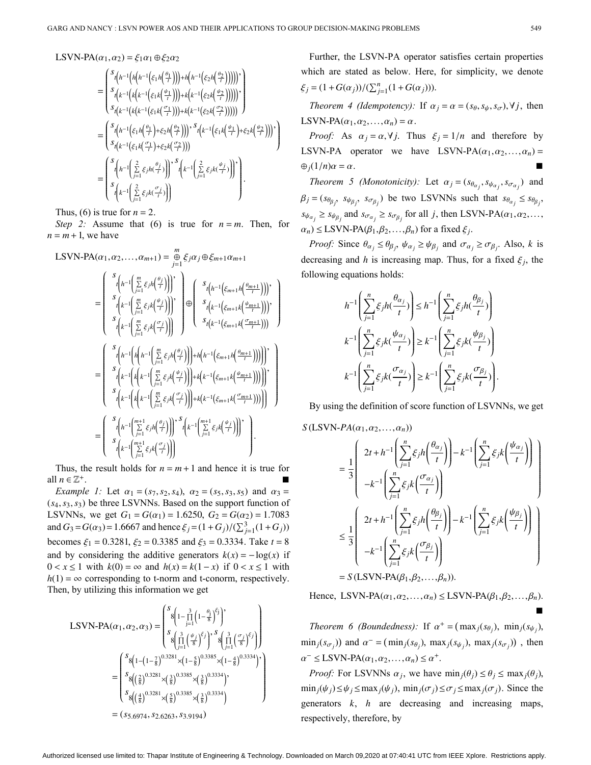$$
\begin{aligned}
\text{LSVN-PA}(\alpha_1,\alpha_2) &= \xi_1\alpha_1 \oplus \xi_2\alpha_2 \\
&= \begin{pmatrix} s_{t\left(h^{-1}\left(h\left(h^{-1}\left(\xi_1 h\left(\frac{\theta_1}{t}\right)\right)\right)+h\left(h^{-1}\left(\xi_2 h\left(\frac{\theta_2}{t}\right)\right)\right)\right)\right)}, \\ s_{t\left(k^{-1}\left(k\left(k^{-1}\left(\xi_1 k\left(\frac{\psi_1}{t}\right)\right)\right)+k\left(k^{-1}\left(\xi_2 k\left(\frac{\psi_2}{t}\right)\right)\right)\right)\right)}, \\ s_{t\left(k^{-1}\left(k\left(k^{-1}\left(\xi_1 k\left(\frac{\sigma_1}{t}\right)\right)\right)+k\left(k^{-1}\left(\xi_2 k\left(\frac{\sigma_2}{t}\right)\right)\right)\right)\right)} \end{pmatrix} \\
&= \begin{pmatrix} s_{t\left(h^{-1}\left(\xi_1 h\left(\frac{\theta_1}{t}\right)+\xi_2 h\left(\frac{\theta_2}{t}\right)\right)\right)}, s_{t\left(k^{-1}\left(\xi_1 k\left(\frac{\psi_1}{t}\right)+\xi_2 k\left(\frac{\psi_2}{t}\right)\right)\right)}, \\ s_{t\left(k^{-1}\left(\xi_1 k\left(\frac{\sigma_1}{t}\right)+\xi_2 k\left(\frac{\sigma_2}{t}\right)\right)\right)} \end{pmatrix} \\
&= \begin{pmatrix} s_{t\left(h^{-1}\left(\sum_{j=1}^{2}\xi_j h\left(\frac{\theta_j}{t}\right)\right)\right)}, s_{t\left(k^{-1}\left(\sum_{j=1}^{2}\xi_j k\left(\frac{\psi_j}{t}\right)\right)\right)}, \\ s_{t\left(k^{-1}\left(\sum_{j=1}^{2}\xi_j k\left(\frac{\sigma_j}{t}\right)\right)\right)} \end{pmatrix}.
\end{aligned}
$$

Thus, (6) is true for $n = 2$.

*Step 2:* Assume that (6) is true for $n = m$. Then, for $n = m + 1$, we have

$$
\begin{aligned}
\text{LSVN-PA}(\alpha_1,\alpha_2,\ldots,\alpha_{m+1}) &= \bigoplus_{j=1}^{m}\xi_j\alpha_j \oplus \xi_{m+1}\alpha_{m+1} \\
&= \begin{pmatrix} s_{t\left(h^{-1}\left(\sum_{j=1}^{m}\xi_j h\left(\frac{\theta_j}{t}\right)\right)\right)}, \\ s_{t\left(k^{-1}\left(\sum_{j=1}^{m}\xi_j k\left(\frac{\psi_j}{t}\right)\right)\right)}, \\ s_{t\left(k^{-1}\left(\sum_{j=1}^{m}\xi_j k\left(\frac{\sigma_j}{t}\right)\right)\right)} \end{pmatrix} \oplus \begin{pmatrix} s_{t\left(h^{-1}\left(\xi_{m+1} h\left(\frac{\theta_{m+1}}{t}\right)\right)\right)}, \\ s_{t\left(k^{-1}\left(\xi_{m+1} k\left(\frac{\psi_{m+1}}{t}\right)\right)\right)}, \\ s_{t\left(k^{-1}\left(\xi_{m+1} k\left(\frac{\sigma_{m+1}}{t}\right)\right)\right)} \end{pmatrix} \\
&= \begin{pmatrix} s_{t\left(h^{-1}\left(h\left(h^{-1}\left(\sum_{j=1}^{m}\xi_j h\left(\frac{\theta_j}{t}\right)\right)\right)+h\left(h^{-1}\left(\xi_{m+1} h\left(\frac{\theta_{m+1}}{t}\right)\right)\right)\right)\right)}, \\ s_{t\left(k^{-1}\left(k\left(k^{-1}\left(\sum_{j=1}^{m}\xi_j k\left(\frac{\psi_j}{t}\right)\right)\right)+k\left(k^{-1}\left(\xi_{m+1} k\left(\frac{\psi_{m+1}}{t}\right)\right)\right)\right)\right)}, \\ s_{t\left(k^{-1}\left(k\left(k^{-1}\left(\sum_{j=1}^{m}\xi_j k\left(\frac{\sigma_j}{t}\right)\right)\right)+k\left(k^{-1}\left(\xi_{m+1} k\left(\frac{\sigma_{m+1}}{t}\right)\right)\right)\right)\right)} \end{pmatrix} \\
&= \begin{pmatrix} s_{t\left(h^{-1}\left(\sum_{j=1}^{m+1}\xi_j h\left(\frac{\theta_j}{t}\right)\right)\right)}, s_{t\left(k^{-1}\left(\sum_{j=1}^{m+1}\xi_j k\left(\frac{\psi_j}{t}\right)\right)\right)}, \\ s_{t\left(k^{-1}\left(\sum_{j=1}^{m+1}\xi_j k\left(\frac{\sigma_j}{t}\right)\right)\right)} \end{pmatrix}.
\end{aligned}
$$

Thus, the result holds for $n = m + 1$ and hence it is true for all $n \in \mathbb{Z}^+$. ∎

*Example 1:* Let $\alpha_1 = (s_7, s_2, s_4)$, $\alpha_2 = (s_5, s_3, s_5)$ and $\alpha_3 = (s_4, s_3, s_3)$ be three LSVNNs. Based on the support function of LSVNNs, we get $G_1 = G(\alpha_1) = 1.6250$, $G_2 = G(\alpha_2) = 1.7083$ and $G_3 = G(\alpha_3) = 1.6667$ and hence $\xi_j = (1 + G_j)/(\sum_{j=1}^{3}(1 + G_j))$ becomes $\xi_1 = 0.3281$, $\xi_2 = 0.3385$ and $\xi_3 = 0.3334$. Take $t = 8$ and by considering the additive generators $k(x) = -\log(x)$ if $0 < x \leq 1$ with $k(0) = \infty$ and $h(x) = k(1 - x)$ if $0 < x \leq 1$ with $h(1) = \infty$ corresponding to t-norm and t-conorm, respectively. Then, by utilizing this information we get

$$
\begin{aligned}
\text{LSVN-PA}(\alpha_1,\alpha_2,\alpha_3) &= \begin{pmatrix} s_{8\left(1-\prod_{j=1}^{3}\left(1-\frac{\theta_j}{8}\right)^{\xi_j}\right)}, \\ s_{8\left(\prod_{j=1}^{3}\left(\frac{\psi_j}{8}\right)^{\xi_j}\right)}, s_{8\left(\prod_{j=1}^{3}\left(\frac{\sigma_j}{8}\right)^{\xi_j}\right)} \end{pmatrix} \\
&= \begin{pmatrix} s_{8\left(1-\left(1-\frac{7}{8}\right)^{0.3281}\times\left(1-\frac{5}{8}\right)^{0.3385}\times\left(1-\frac{4}{8}\right)^{0.3334}\right)}, \\ s_{8\left(\left(\frac{2}{8}\right)^{0.3281}\times\left(\frac{3}{8}\right)^{0.3385}\times\left(\frac{3}{8}\right)^{0.3334}\right)}, \\ s_{8\left(\left(\frac{4}{8}\right)^{0.3281}\times\left(\frac{5}{8}\right)^{0.3385}\times\left(\frac{3}{8}\right)^{0.3334}\right)} \end{pmatrix} \\
&= (s_{5.6974}, s_{2.6263}, s_{3.9194})
\end{aligned}
$$

Further, the LSVN-PA operator satisfies certain properties which are stated as below. Here, for simplicity, we denote $\xi_j = (1 + G(\alpha_j))/(\sum_{j=1}^{n}(1 + G(\alpha_j)))$.

*Theorem 4 (Idempotency):* If $\alpha_j = \alpha = (s_\theta, s_\psi, s_\sigma), \forall j$, then $\text{LSVN-PA}(\alpha_1, \alpha_2, \ldots, \alpha_n) = \alpha$.

*Proof:* As $\alpha_j = \alpha, \forall j$. Thus $\xi_j = 1/n$ and therefore by LSVN-PA operator we have $\text{LSVN-PA}(\alpha_1, \alpha_2, \ldots, \alpha_n) = \oplus_j(1/n)\alpha = \alpha$. ∎

*Theorem 5 (Monotonicity):* Let $\alpha_j = (s_{\theta_{\alpha_j}}, s_{\psi_{\alpha_j}}, s_{\sigma_{\alpha_j}})$ and $\beta_j = (s_{\theta_{\beta_j}}, s_{\psi_{\beta_j}}, s_{\sigma_{\beta_j}})$ be two LSVNNs such that $s_{\theta_{\alpha_j}} \leq s_{\theta_{\beta_j}}$, $s_{\psi_{\alpha_j}} \geq s_{\psi_{\beta_j}}$ and $s_{\sigma_{\alpha_j}} \geq s_{\sigma_{\beta_j}}$ for all $j$, then $\text{LSVN-PA}(\alpha_1, \alpha_2, \ldots, \alpha_n) \leq \text{LSVN-PA}(\beta_1, \beta_2, \ldots, \beta_n)$ for a fixed $\xi_j$.

*Proof:* Since $\theta_{\alpha_j} \leq \theta_{\beta_j}$, $\psi_{\alpha_j} \geq \psi_{\beta_j}$ and $\sigma_{\alpha_j} \geq \sigma_{\beta_j}$. Also, $k$ is decreasing and $h$ is increasing map. Thus, for a fixed $\xi_j$, the following equations holds:

$$
\begin{aligned}
h^{-1}\left(\sum_{j=1}^{n}\xi_j h\left(\frac{\theta_{\alpha_j}}{t}\right)\right) &\leq h^{-1}\left(\sum_{j=1}^{n}\xi_j h\left(\frac{\theta_{\beta_j}}{t}\right)\right) \\
k^{-1}\left(\sum_{j=1}^{n}\xi_j k\left(\frac{\psi_{\alpha_j}}{t}\right)\right) &\geq k^{-1}\left(\sum_{j=1}^{n}\xi_j k\left(\frac{\psi_{\beta_j}}{t}\right)\right) \\
k^{-1}\left(\sum_{j=1}^{n}\xi_j k\left(\frac{\sigma_{\alpha_j}}{t}\right)\right) &\geq k^{-1}\left(\sum_{j=1}^{n}\xi_j k\left(\frac{\sigma_{\beta_j}}{t}\right)\right).
\end{aligned}
$$

By using the definition of score function of LSVNNs, we get

$$
\begin{aligned}
&S(\text{LSVN-}PA(\alpha_1, \alpha_2, \ldots, \alpha_n)) \\
&= \frac{1}{3}\begin{pmatrix} 2t + h^{-1}\left(\sum_{j=1}^{n}\xi_j h\left(\frac{\theta_{\alpha_j}}{t}\right)\right) - k^{-1}\left(\sum_{j=1}^{n}\xi_j k\left(\frac{\psi_{\alpha_j}}{t}\right)\right) \\ -k^{-1}\left(\sum_{j=1}^{n}\xi_j k\left(\frac{\sigma_{\alpha_j}}{t}\right)\right) \end{pmatrix} \\
&\leq \frac{1}{3}\begin{pmatrix} 2t + h^{-1}\left(\sum_{j=1}^{n}\xi_j h\left(\frac{\theta_{\beta_j}}{t}\right)\right) - k^{-1}\left(\sum_{j=1}^{n}\xi_j k\left(\frac{\psi_{\beta_j}}{t}\right)\right) \\ -k^{-1}\left(\sum_{j=1}^{n}\xi_j k\left(\frac{\sigma_{\beta_j}}{t}\right)\right) \end{pmatrix} \\
&= S(\text{LSVN-PA}(\beta_1, \beta_2, \ldots, \beta_n)).
\end{aligned}
$$

Hence, $\text{LSVN-PA}(\alpha_1, \alpha_2, \ldots, \alpha_n) \leq \text{LSVN-PA}(\beta_1, \beta_2, \ldots, \beta_n)$. ∎

*Theorem 6 (Boundedness):* If $\alpha^+ = (\max_j(s_{\theta_j}), \min_j(s_{\psi_j}), \min_j(s_{\sigma_j}))$ and $\alpha^- = (\min_j(s_{\theta_j}), \max_j(s_{\psi_j}), \max_j(s_{\sigma_j}))$, then $\alpha^- \leq \text{LSVN-PA}(\alpha_1, \alpha_2, \ldots, \alpha_n) \leq \alpha^+$.

*Proof:* For LSVNNs $\alpha_j$, we have $\min_j(\theta_j) \leq \theta_j \leq \max_j(\theta_j)$, $\min_j(\psi_j) \leq \psi_j \leq \max_j(\psi_j)$, $\min_j(\sigma_j) \leq \sigma_j \leq \max_j(\sigma_j)$. Since the generators $k$, $h$ are decreasing and increasing maps, respectively, therefore, by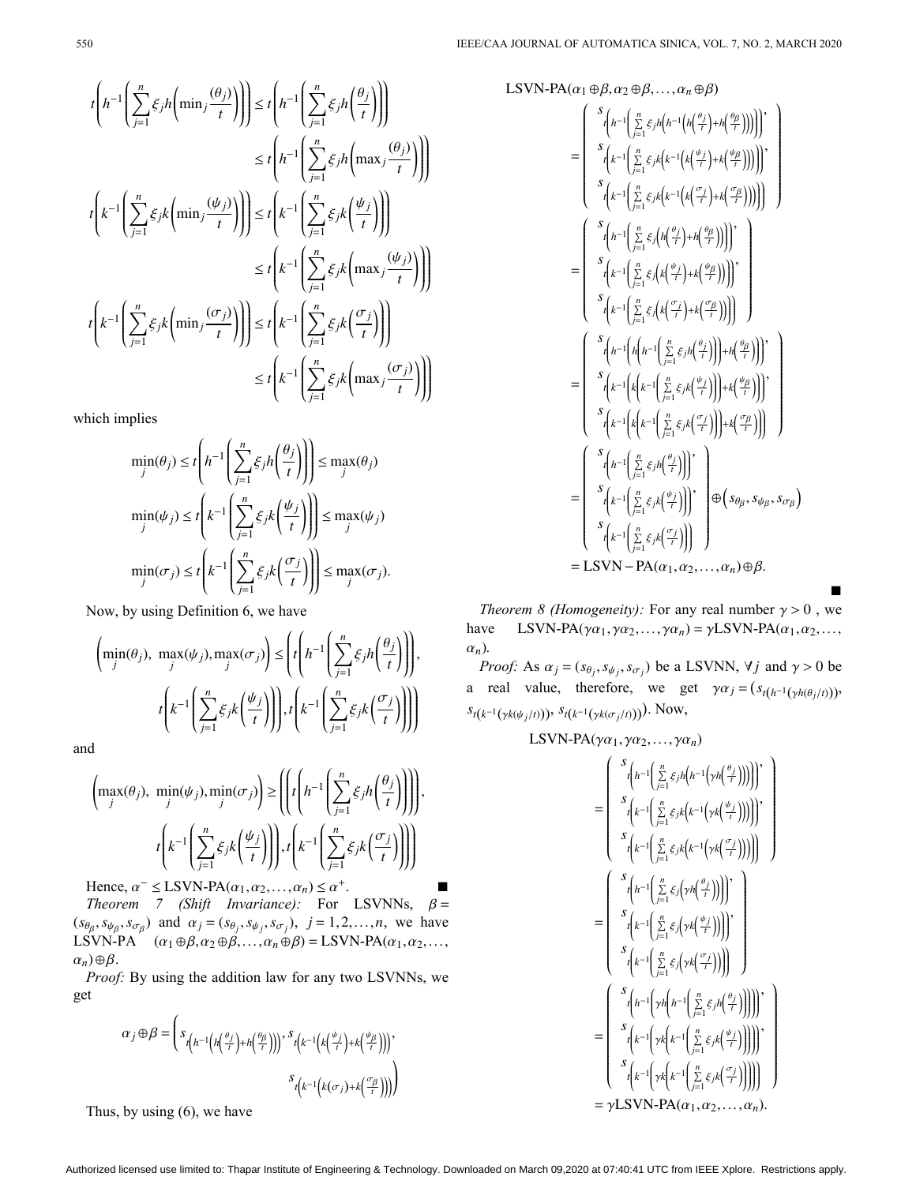$$t\left(h^{-1}\left(\sum_{j=1}^{n}\xi_j h\left(\min_j\frac{(\theta_j)}{t}\right)\right)\right)\leq t\left(h^{-1}\left(\sum_{j=1}^{n}\xi_j h\left(\frac{\theta_j}{t}\right)\right)\right)$$
$$\leq t\left(h^{-1}\left(\sum_{j=1}^{n}\xi_j h\left(\max_j\frac{(\theta_j)}{t}\right)\right)\right)$$
$$t\left(k^{-1}\left(\sum_{j=1}^{n}\xi_j k\left(\min_j\frac{(\psi_j)}{t}\right)\right)\right)\leq t\left(k^{-1}\left(\sum_{j=1}^{n}\xi_j k\left(\frac{\psi_j}{t}\right)\right)\right)$$
$$\leq t\left(k^{-1}\left(\sum_{j=1}^{n}\xi_j k\left(\max_j\frac{(\psi_j)}{t}\right)\right)\right)$$
$$t\left(k^{-1}\left(\sum_{j=1}^{n}\xi_j k\left(\min_j\frac{(\sigma_j)}{t}\right)\right)\right)\leq t\left(k^{-1}\left(\sum_{j=1}^{n}\xi_j k\left(\frac{\sigma_j}{t}\right)\right)\right)$$
$$\leq t\left(k^{-1}\left(\sum_{j=1}^{n}\xi_j k\left(\max_j\frac{(\sigma_j)}{t}\right)\right)\right)$$

which implies

$$\min_j(\theta_j)\leq t\left(h^{-1}\left(\sum_{j=1}^{n}\xi_j h\left(\frac{\theta_j}{t}\right)\right)\right)\leq\max_j(\theta_j)$$
$$\min_j(\psi_j)\leq t\left(k^{-1}\left(\sum_{j=1}^{n}\xi_j k\left(\frac{\psi_j}{t}\right)\right)\right)\leq\max_j(\psi_j)$$
$$\min_j(\sigma_j)\leq t\left(k^{-1}\left(\sum_{j=1}^{n}\xi_j k\left(\frac{\sigma_j}{t}\right)\right)\right)\leq\max_j(\sigma_j).$$

Now, by using Definition 6, we have

$$\left(\min_j(\theta_j),\ \max_j(\psi_j),\max_j(\sigma_j)\right)\leq\left(t\left(h^{-1}\left(\sum_{j=1}^{n}\xi_j h\left(\frac{\theta_j}{t}\right)\right)\right),\right.$$
$$\left.t\left(k^{-1}\left(\sum_{j=1}^{n}\xi_j k\left(\frac{\psi_j}{t}\right)\right)\right),t\left(k^{-1}\left(\sum_{j=1}^{n}\xi_j k\left(\frac{\sigma_j}{t}\right)\right)\right)\right)$$

and

$$\left(\max_j(\theta_j),\ \min_j(\psi_j),\min_j(\sigma_j)\right)\geq\left(\left(t\left(h^{-1}\left(\sum_{j=1}^{n}\xi_j h\left(\frac{\theta_j}{t}\right)\right)\right)\right),\right.$$
$$\left.t\left(k^{-1}\left(\sum_{j=1}^{n}\xi_j k\left(\frac{\psi_j}{t}\right)\right)\right),t\left(k^{-1}\left(\sum_{j=1}^{n}\xi_j k\left(\frac{\sigma_j}{t}\right)\right)\right)\right)$$

Hence, $\alpha^-\leq$ LSVN-PA$(\alpha_1,\alpha_2,\ldots,\alpha_n)\leq\alpha^+$. ■

*Theorem 7 (Shift Invariance):* For LSVNNs, $\beta=(s_{\theta_\beta},s_{\psi_\beta},s_{\sigma_\beta})$ and $\alpha_j=(s_{\theta_j},s_{\psi_j},s_{\sigma_j})$, $j=1,2,\ldots,n$, we have LSVN-PA $(\alpha_1\oplus\beta,\alpha_2\oplus\beta,\ldots,\alpha_n\oplus\beta)=$ LSVN-PA$(\alpha_1,\alpha_2,\ldots,\alpha_n)\oplus\beta$.

*Proof:* By using the addition law for any two LSVNNs, we get

$$\alpha_j\oplus\beta=\left(s_{t\left(h^{-1}\left(h\left(\frac{\theta_j}{t}\right)+h\left(\frac{\theta_\beta}{t}\right)\right)\right)},s_{t\left(k^{-1}\left(k\left(\frac{\psi_j}{t}\right)+k\left(\frac{\psi_\beta}{t}\right)\right)\right)},\right.$$
$$\left.s_{t\left(k^{-1}\left(k(\sigma_j)+k\left(\frac{\sigma_\beta}{t}\right)\right)\right)}\right)$$

Thus, by using (6), we have

$$\text{LSVN-PA}(\alpha_1\oplus\beta,\alpha_2\oplus\beta,\ldots,\alpha_n\oplus\beta)$$
$$=\begin{pmatrix} s_{t\left(h^{-1}\left(\sum_{j=1}^{n}\xi_j h\left(h^{-1}\left(h\left(\frac{\theta_j}{t}\right)+h\left(\frac{\theta_\beta}{t}\right)\right)\right)\right)\right)}, \\ s_{t\left(k^{-1}\left(\sum_{j=1}^{n}\xi_j k\left(k^{-1}\left(k\left(\frac{\psi_j}{t}\right)+k\left(\frac{\psi_\beta}{t}\right)\right)\right)\right)\right)}, \\ s_{t\left(k^{-1}\left(\sum_{j=1}^{n}\xi_j k\left(k^{-1}\left(k\left(\frac{\sigma_j}{t}\right)+k\left(\frac{\sigma_\beta}{t}\right)\right)\right)\right)\right)} \end{pmatrix}$$
$$=\begin{pmatrix} s_{t\left(h^{-1}\left(\sum_{j=1}^{n}\xi_j\left(h\left(\frac{\theta_j}{t}\right)+h\left(\frac{\theta_\beta}{t}\right)\right)\right)\right)}, \\ s_{t\left(k^{-1}\left(\sum_{j=1}^{n}\xi_j\left(k\left(\frac{\psi_j}{t}\right)+k\left(\frac{\psi_\beta}{t}\right)\right)\right)\right)}, \\ s_{t\left(k^{-1}\left(\sum_{j=1}^{n}\xi_j\left(k\left(\frac{\sigma_j}{t}\right)+k\left(\frac{\sigma_\beta}{t}\right)\right)\right)\right)} \end{pmatrix}$$
$$=\begin{pmatrix} s_{t\left(h^{-1}\left(h\left(h^{-1}\left(\sum_{j=1}^{n}\xi_j h\left(\frac{\theta_j}{t}\right)\right)\right)+h\left(\frac{\theta_\beta}{t}\right)\right)\right)}, \\ s_{t\left(k^{-1}\left(k\left(k^{-1}\left(\sum_{j=1}^{n}\xi_j k\left(\frac{\psi_j}{t}\right)\right)\right)+k\left(\frac{\psi_\beta}{t}\right)\right)\right)}, \\ s_{t\left(k^{-1}\left(k\left(k^{-1}\left(\sum_{j=1}^{n}\xi_j k\left(\frac{\sigma_j}{t}\right)\right)\right)+k\left(\frac{\sigma_\beta}{t}\right)\right)\right)} \end{pmatrix}$$
$$=\begin{pmatrix} s_{t\left(h^{-1}\left(\sum_{j=1}^{n}\xi_j h\left(\frac{\theta_j}{t}\right)\right)\right)}, \\ s_{t\left(k^{-1}\left(\sum_{j=1}^{n}\xi_j k\left(\frac{\psi_j}{t}\right)\right)\right)}, \\ s_{t\left(k^{-1}\left(\sum_{j=1}^{n}\xi_j k\left(\frac{\sigma_j}{t}\right)\right)\right)} \end{pmatrix}\oplus\left(s_{\theta_\beta},s_{\psi_\beta},s_{\sigma_\beta}\right)$$
$$=\text{LSVN}-\text{PA}(\alpha_1,\alpha_2,\ldots,\alpha_n)\oplus\beta.$$

■

*Theorem 8 (Homogeneity):* For any real number $\gamma>0$, we have LSVN-PA$(\gamma\alpha_1,\gamma\alpha_2,\ldots,\gamma\alpha_n)=\gamma$LSVN-PA$(\alpha_1,\alpha_2,\ldots,\alpha_n)$.

*Proof:* As $\alpha_j=(s_{\theta_j},s_{\psi_j},s_{\sigma_j})$ be a LSVNN, $\forall j$ and $\gamma>0$ be a real value, therefore, we get $\gamma\alpha_j=(s_{t(h^{-1}(\gamma h(\theta_j/t)))}$, $s_{t(k^{-1}(\gamma k(\psi_j/t)))}$, $s_{t(k^{-1}(\gamma k(\sigma_j/t)))})$. Now,

$$\text{LSVN-PA}(\gamma\alpha_1,\gamma\alpha_2,\ldots,\gamma\alpha_n)$$
$$=\begin{pmatrix} s_{t\left(h^{-1}\left(\sum_{j=1}^{n}\xi_j h\left(h^{-1}\left(\gamma h\left(\frac{\theta_j}{t}\right)\right)\right)\right)\right)}, \\ s_{t\left(k^{-1}\left(\sum_{j=1}^{n}\xi_j k\left(k^{-1}\left(\gamma k\left(\frac{\psi_j}{t}\right)\right)\right)\right)\right)}, \\ s_{t\left(k^{-1}\left(\sum_{j=1}^{n}\xi_j k\left(k^{-1}\left(\gamma k\left(\frac{\sigma_j}{t}\right)\right)\right)\right)\right)} \end{pmatrix}$$
$$=\begin{pmatrix} s_{t\left(h^{-1}\left(\sum_{j=1}^{n}\xi_j\left(\gamma h\left(\frac{\theta_j}{t}\right)\right)\right)\right)}, \\ s_{t\left(k^{-1}\left(\sum_{j=1}^{n}\xi_j\left(\gamma k\left(\frac{\psi_j}{t}\right)\right)\right)\right)}, \\ s_{t\left(k^{-1}\left(\sum_{j=1}^{n}\xi_j\left(\gamma k\left(\frac{\sigma_j}{t}\right)\right)\right)\right)} \end{pmatrix}$$
$$=\begin{pmatrix} s_{t\left(h^{-1}\left(\gamma h\left(h^{-1}\left(\sum_{j=1}^{n}\xi_j h\left(\frac{\theta_j}{t}\right)\right)\right)\right)\right)}, \\ s_{t\left(k^{-1}\left(\gamma k\left(k^{-1}\left(\sum_{j=1}^{n}\xi_j k\left(\frac{\psi_j}{t}\right)\right)\right)\right)\right)}, \\ s_{t\left(k^{-1}\left(\gamma k\left(k^{-1}\left(\sum_{j=1}^{n}\xi_j k\left(\frac{\sigma_j}{t}\right)\right)\right)\right)\right)} \end{pmatrix}$$
$$=\gamma\text{LSVN-PA}(\alpha_1,\alpha_2,\ldots,\alpha_n).$$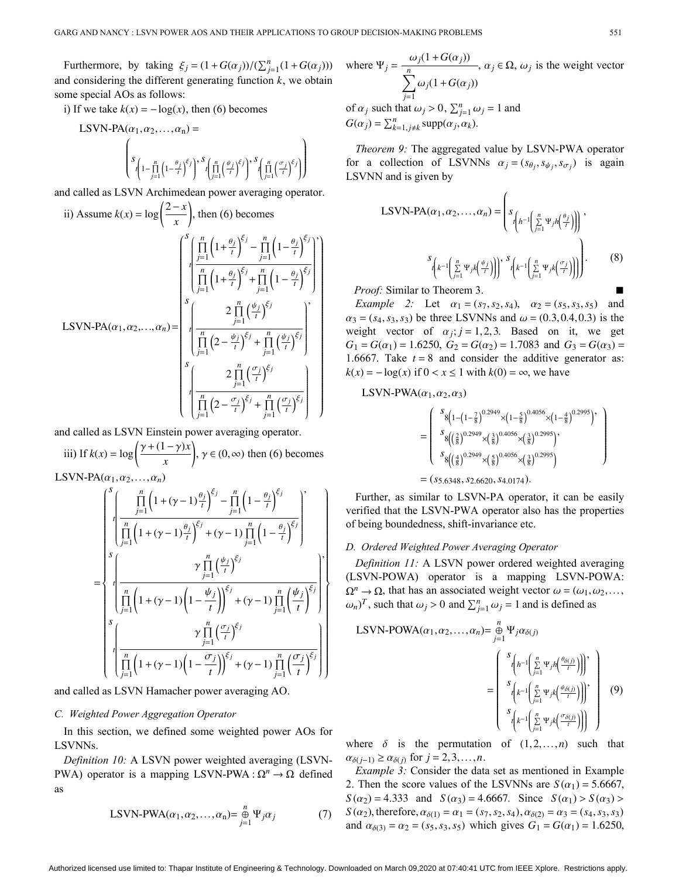Furthermore, by taking $\xi_j = (1+G(\alpha_j))/(\sum_{j=1}^{n}(1+G(\alpha_j)))$ and considering the different generating function $k$, we obtain some special AOs as follows:

i) If we take $k(x) = -\log(x)$, then (6) becomes

$$\text{LSVN-PA}(\alpha_1,\alpha_2,\ldots,\alpha_n) = \left( s_{t\left(1-\prod_{j=1}^{n}\left(1-\frac{\theta_j}{t}\right)^{\xi_j}\right)}, s_{t\left(\prod_{j=1}^{n}\left(\frac{\psi_j}{t}\right)^{\xi_j}\right)}, s_{t\left(\prod_{j=1}^{n}\left(\frac{\sigma_j}{t}\right)^{\xi_j}\right)} \right)$$

and called as LSVN Archimedean power averaging operator.

ii) Assume $k(x) = \log\left(\frac{2-x}{x}\right)$, then (6) becomes

$$\text{LSVN-PA}(\alpha_1,\alpha_2,\ldots,\alpha_n) = \left( \begin{array}{l} s_{t\left(\frac{\prod_{j=1}^{n}\left(1+\frac{\theta_j}{t}\right)^{\xi_j} - \prod_{j=1}^{n}\left(1-\frac{\theta_j}{t}\right)^{\xi_j}}{\prod_{j=1}^{n}\left(1+\frac{\theta_j}{t}\right)^{\xi_j} + \prod_{j=1}^{n}\left(1-\frac{\theta_j}{t}\right)^{\xi_j}}\right)}, \\ s_{t\left(\frac{2\prod_{j=1}^{n}\left(\frac{\psi_j}{t}\right)^{\xi_j}}{\prod_{j=1}^{n}\left(2-\frac{\psi_j}{t}\right)^{\xi_j} + \prod_{j=1}^{n}\left(\frac{\psi_j}{t}\right)^{\xi_j}}\right)}, \\ s_{t\left(\frac{2\prod_{j=1}^{n}\left(\frac{\sigma_j}{t}\right)^{\xi_j}}{\prod_{j=1}^{n}\left(2-\frac{\sigma_j}{t}\right)^{\xi_j} + \prod_{j=1}^{n}\left(\frac{\sigma_j}{t}\right)^{\xi_j}}\right)} \end{array} \right)$$

and called as LSVN Einstein power averaging operator.

iii) If $k(x) = \log\left(\frac{\gamma+(1-\gamma)x}{x}\right)$, $\gamma \in (0,\infty)$ then (6) becomes

$$\text{LSVN-PA}(\alpha_1,\alpha_2,\ldots,\alpha_n) = \left\{ \begin{array}{l} s_{t\left(\frac{\prod_{j=1}^{n}\left(1+(\gamma-1)\frac{\theta_j}{t}\right)^{\xi_j} - \prod_{j=1}^{n}\left(1-\frac{\theta_j}{t}\right)^{\xi_j}}{\prod_{j=1}^{n}\left(1+(\gamma-1)\frac{\theta_j}{t}\right)^{\xi_j} + (\gamma-1)\prod_{j=1}^{n}\left(1-\frac{\theta_j}{t}\right)^{\xi_j}}\right)}, \\ s_{t\left(\frac{\gamma\prod_{j=1}^{n}\left(\frac{\psi_j}{t}\right)^{\xi_j}}{\prod_{j=1}^{n}\left(1+(\gamma-1)\left(1-\frac{\psi_j}{t}\right)\right)^{\xi_j} + (\gamma-1)\prod_{j=1}^{n}\left(\frac{\psi_j}{t}\right)^{\xi_j}}\right)}, \\ s_{t\left(\frac{\gamma\prod_{j=1}^{n}\left(\frac{\sigma_j}{t}\right)^{\xi_j}}{\prod_{j=1}^{n}\left(1+(\gamma-1)\left(1-\frac{\sigma_j}{t}\right)\right)^{\xi_j} + (\gamma-1)\prod_{j=1}^{n}\left(\frac{\sigma_j}{t}\right)^{\xi_j}}\right)} \end{array} \right\}$$

and called as LSVN Hamacher power averaging AO.

### C. Weighted Power Aggregation Operator

In this section, we defined some weighted power AOs for LSVNNs.

*Definition 10:* A LSVN power weighted averaging (LSVN-PWA) operator is a mapping LSVN-PWA : $\Omega^n \to \Omega$ defined as

$$\text{LSVN-PWA}(\alpha_1,\alpha_2,\ldots,\alpha_n) = \overset{n}{\underset{j=1}{\oplus}} \Psi_j\alpha_j \tag{7}$$

where $\Psi_j = \frac{\omega_j(1+G(\alpha_j))}{\sum_{j=1}^{n}\omega_j(1+G(\alpha_j))}$, $\alpha_j \in \Omega$, $\omega_j$ is the weight vector of $\alpha_j$ such that $\omega_j > 0$, $\sum_{j=1}^{n}\omega_j = 1$ and $G(\alpha_j) = \sum_{k=1, j\neq k}^{n} \text{supp}(\alpha_j,\alpha_k)$.

*Theorem 9:* The aggregated value by LSVN-PWA operator for a collection of LSVNNs $\alpha_j = (s_{\theta_j}, s_{\psi_j}, s_{\sigma_j})$ is again LSVNN and is given by

$$\text{LSVN-PA}(\alpha_1,\alpha_2,\ldots,\alpha_n) = \left( s_{t\left(h^{-1}\left(\sum_{j=1}^{n}\Psi_j h\left(\frac{\theta_j}{t}\right)\right)\right)}, s_{t\left(k^{-1}\left(\sum_{j=1}^{n}\Psi_j k\left(\frac{\psi_j}{t}\right)\right)\right)}, s_{t\left(k^{-1}\left(\sum_{j=1}^{n}\Psi_j k\left(\frac{\sigma_j}{t}\right)\right)\right)} \right). \tag{8}$$

*Proof:* Similar to Theorem 3. ■

*Example 2:* Let $\alpha_1 = (s_7, s_2, s_4)$, $\alpha_2 = (s_5, s_3, s_5)$ and $\alpha_3 = (s_4, s_3, s_3)$ be three LSVNNs and $\omega = (0.3, 0.4, 0.3)$ is the weight vector of $\alpha_j; j = 1,2,3$. Based on it, we get $G_1 = G(\alpha_1) = 1.6250$, $G_2 = G(\alpha_2) = 1.7083$ and $G_3 = G(\alpha_3) = 1.6667$. Take $t = 8$ and consider the additive generator as: $k(x) = -\log(x)$ if $0 < x \leq 1$ with $k(0) = \infty$, we have

$$\begin{aligned} &\text{LSVN-PWA}(\alpha_1,\alpha_2,\alpha_3) \\ &= \left( \begin{array}{l} s_{8\left(1-\left(1-\frac{7}{8}\right)^{0.2949}\times\left(1-\frac{5}{8}\right)^{0.4056}\times\left(1-\frac{4}{8}\right)^{0.2995}\right)}, \\ s_{8\left(\left(\frac{2}{8}\right)^{0.2949}\times\left(\frac{3}{8}\right)^{0.4056}\times\left(\frac{3}{8}\right)^{0.2995}\right)}, \\ s_{8\left(\left(\frac{4}{8}\right)^{0.2949}\times\left(\frac{5}{8}\right)^{0.4056}\times\left(\frac{3}{8}\right)^{0.2995}\right)} \end{array} \right) \\ &= (s_{5.6348}, s_{2.6620}, s_{4.0174}). \end{aligned}$$

Further, as similar to LSVN-PA operator, it can be easily verified that the LSVN-PWA operator also has the properties of being boundedness, shift-invariance etc.

### D. Ordered Weighted Power Averaging Operator

*Definition 11:* A LSVN power ordered weighted averaging (LSVN-POWA) operator is a mapping LSVN-POWA: $\Omega^n \to \Omega$, that has an associated weight vector $\omega = (\omega_1, \omega_2, \ldots, \omega_n)^T$, such that $\omega_j > 0$ and $\sum_{j=1}^{n}\omega_j = 1$ and is defined as

$$\begin{aligned} \text{LSVN-POWA}(\alpha_1,\alpha_2,\ldots,\alpha_n) &= \overset{n}{\underset{j=1}{\oplus}} \Psi_j\alpha_{\delta(j)} \\ &= \left( \begin{array}{l} s_{t\left(h^{-1}\left(\sum_{j=1}^{n}\Psi_j h\left(\frac{\theta_{\delta(j)}}{t}\right)\right)\right)}, \\ s_{t\left(k^{-1}\left(\sum_{j=1}^{n}\Psi_j k\left(\frac{\psi_{\delta(j)}}{t}\right)\right)\right)}, \\ s_{t\left(k^{-1}\left(\sum_{j=1}^{n}\Psi_j k\left(\frac{\sigma_{\delta(j)}}{t}\right)\right)\right)} \end{array} \right) \end{aligned} \tag{9}$$

where $\delta$ is the permutation of $(1,2,\ldots,n)$ such that $\alpha_{\delta(j-1)} \geq \alpha_{\delta(j)}$ for $j = 2,3,\ldots,n$.

*Example 3:* Consider the data set as mentioned in Example 2. Then the score values of the LSVNNs are $S(\alpha_1) = 5.6667$, $S(\alpha_2) = 4.333$ and $S(\alpha_3) = 4.6667$. Since $S(\alpha_1) > S(\alpha_3) > S(\alpha_2)$, therefore, $\alpha_{\delta(1)} = \alpha_1 = (s_7, s_2, s_4)$, $\alpha_{\delta(2)} = \alpha_3 = (s_4, s_3, s_3)$ and $\alpha_{\delta(3)} = \alpha_2 = (s_5, s_3, s_5)$ which gives $G_1 = G(\alpha_1) = 1.6250$,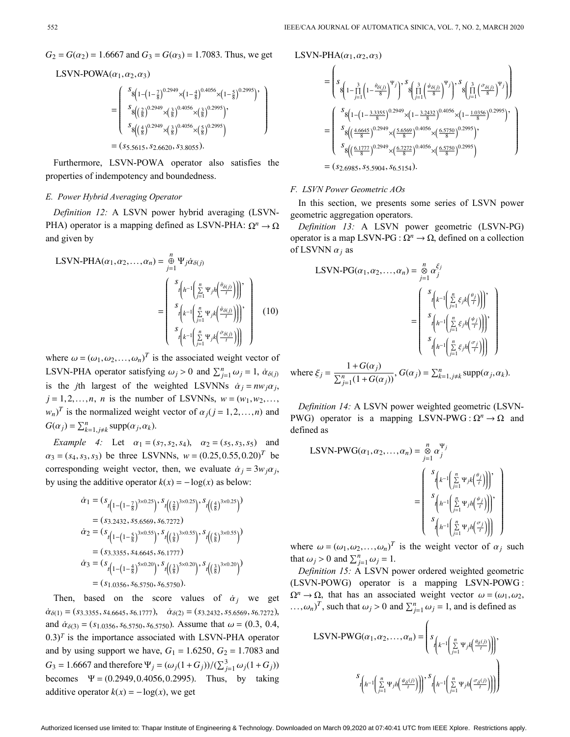$G_2 = G(\alpha_2) = 1.6667$ and $G_3 = G(\alpha_3) = 1.7083$. Thus, we get

$$
\begin{aligned}
&\text{LSVN-POWA}(\alpha_1,\alpha_2,\alpha_3)\\
&=\begin{pmatrix} s_{8\left(1-\left(1-\frac{7}{8}\right)^{0.2949}\times\left(1-\frac{4}{8}\right)^{0.4056}\times\left(1-\frac{5}{8}\right)^{0.2995}\right)},\\ s_{8\left(\left(\frac{2}{8}\right)^{0.2949}\times\left(\frac{3}{8}\right)^{0.4056}\times\left(\frac{3}{8}\right)^{0.2995}\right)},\\ s_{8\left(\left(\frac{4}{8}\right)^{0.2949}\times\left(\frac{3}{8}\right)^{0.4056}\times\left(\frac{5}{8}\right)^{0.2995}\right)} \end{pmatrix}\\
&=(s_{5.5615}, s_{2.6620}, s_{3.8055}).
\end{aligned}
$$

Furthermore, LSVN-POWA operator also satisfies the properties of indempotency and boundedness.

### E. Power Hybrid Averaging Operator

*Definition 12:* A LSVN power hybrid averaging (LSVN-PHA) operator is a mapping defined as LSVN-PHA: $\Omega^n \to \Omega$ and given by

$$
\begin{aligned}
\text{LSVN-PHA}(\alpha_1,\alpha_2,\ldots,\alpha_n) &= \overset{n}{\underset{j=1}{\oplus}} \Psi_j \dot{\alpha}_{\delta(j)}\\
&=\begin{pmatrix} s_{t\left(h^{-1}\left(\sum_{j=1}^{n}\Psi_j h\left(\frac{\theta_{\delta(j)}}{t}\right)\right)\right)},\\ s_{t\left(k^{-1}\left(\sum_{j=1}^{n}\Psi_j k\left(\frac{\psi_{\delta(j)}}{t}\right)\right)\right)},\\ s_{t\left(k^{-1}\left(\sum_{j=1}^{n}\Psi_j k\left(\frac{\sigma_{\delta(j)}}{t}\right)\right)\right)} \end{pmatrix}
\end{aligned} \tag{10}
$$

where $\omega = (\omega_1,\omega_2,\ldots,\omega_n)^T$ is the associated weight vector of LSVN-PHA operator satisfying $\omega_j > 0$ and $\sum_{j=1}^n \omega_j = 1$, $\dot{\alpha}_{\delta(j)}$ is the $j$th largest of the weighted LSVNNs $\dot{\alpha}_j = nw_j\alpha_j$, $j = 1,2,\ldots,n$, $n$ is the number of LSVNNs, $w = (w_1,w_2,\ldots,w_n)^T$ is the normalized weight vector of $\alpha_j (j = 1,2,\ldots,n)$ and $G(\alpha_j) = \sum_{k=1,j\neq k}^n \text{supp}(\alpha_j,\alpha_k)$.

*Example 4:* Let $\alpha_1 = (s_7,s_2,s_4)$, $\alpha_2 = (s_5,s_3,s_5)$ and $\alpha_3 = (s_4,s_3,s_3)$ be three LSVNNs, $w = (0.25,0.55,0.20)^T$ be corresponding weight vector, then, we evaluate $\dot{\alpha}_j = 3w_j\alpha_j$, by using the additive operator $k(x) = -\log(x)$ as below:

$$
\begin{aligned}
\dot{\alpha}_1 &= (s_{t\left(1-\left(1-\frac{7}{8}\right)^{3\times0.25}\right)}, s_{t\left(\left(\frac{2}{8}\right)^{3\times0.25}\right)}, s_{t\left(\left(\frac{4}{8}\right)^{3\times0.25}\right)})\\
&= (s_{3.2432}, s_{5.6569}, s_{6.7272})\\
\dot{\alpha}_2 &= (s_{t\left(1-\left(1-\frac{5}{8}\right)^{3\times0.55}\right)}, s_{t\left(\left(\frac{3}{8}\right)^{3\times0.55}\right)}, s_{t\left(\left(\frac{5}{8}\right)^{3\times0.55}\right)})\\
&= (s_{3.3355}, s_{4.6645}, s_{6.1777})\\
\dot{\alpha}_3 &= (s_{t\left(1-\left(1-\frac{4}{8}\right)^{5\times0.20}\right)}, s_{t\left(\left(\frac{3}{8}\right)^{5\times0.20}\right)}, s_{t\left(\left(\frac{3}{8}\right)^{3\times0.20}\right)})\\
&= (s_{1.0356}, s_{6.5750}, s_{6.5750}).
\end{aligned}
$$

Then, based on the score values of $\dot{\alpha}_j$ we get $\dot{\alpha}_{\delta(1)} = (s_{3.3355}, s_{4.6645}, s_{6.1777})$, $\dot{\alpha}_{\delta(2)} = (s_{3.2432}, s_{5.6569}, s_{6.7272})$, and $\dot{\alpha}_{\delta(3)} = (s_{1.0356}, s_{6.5750}, s_{6.5750})$. Assume that $\omega = (0.3, 0.4, 0.3)^T$ is the importance associated with LSVN-PHA operator and by using support we have, $G_1 = 1.6250$, $G_2 = 1.7083$ and $G_3 = 1.6667$ and therefore $\Psi_j = (\omega_j(1+G_j))/(\sum_{j=1}^3 \omega_j(1+G_j))$ becomes $\Psi = (0.2949, 0.4056, 0.2995)$. Thus, by taking additive operator $k(x) = -\log(x)$, we get

$$
\begin{aligned}
&\text{LSVN-PHA}(\alpha_1,\alpha_2,\alpha_3)\\
&=\left(s_{8\left(1-\prod_{j=1}^{3}\left(1-\frac{\theta_{\delta(j)}}{8}\right)^{\Psi_j}\right)}, s_{8\left(\prod_{j=1}^{3}\left(\frac{\psi_{\delta(j)}}{8}\right)^{\Psi_j}\right)}, s_{8\left(\prod_{j=1}^{3}\left(\frac{\sigma_{\delta(j)}}{8}\right)^{\Psi_j}\right)}\right)\\
&=\begin{pmatrix} s_{8\left(1-\left(1-\frac{3.3355}{8}\right)^{0.2949}\times\left(1-\frac{3.2432}{8}\right)^{0.4056}\times\left(1-\frac{1.0356}{8}\right)^{0.2995}\right)},\\ s_{8\left(\left(\frac{4.6645}{8}\right)^{0.2949}\times\left(\frac{5.6569}{8}\right)^{0.4056}\times\left(\frac{6.5750}{8}\right)^{0.2995}\right)},\\ s_{8\left(\left(\frac{6.1777}{8}\right)^{0.2949}\times\left(\frac{6.7272}{8}\right)^{0.4056}\times\left(\frac{6.5750}{8}\right)^{0.2995}\right)} \end{pmatrix}\\
&=(s_{2.6985}, s_{5.5904}, s_{6.5154}).
\end{aligned}
$$

### F. LSVN Power Geometric AOs

In this section, we presents some series of LSVN power geometric aggregation operators.

*Definition 13:* A LSVN power geometric (LSVN-PG) operator is a map LSVN-PG : $\Omega^n \to \Omega$, defined on a collection of LSVNN $\alpha_j$ as

$$
\begin{aligned}
\text{LSVN-PG}(\alpha_1,\alpha_2,\ldots,\alpha_n) &= \overset{n}{\underset{j=1}{\otimes}} \alpha_j^{\xi_j}\\
&=\begin{pmatrix} s_{t\left(k^{-1}\left(\sum_{j=1}^{n}\xi_j k\left(\frac{\theta_j}{t}\right)\right)\right)},\\ s_{t\left(h^{-1}\left(\sum_{j=1}^{n}\xi_j h\left(\frac{\psi_j}{t}\right)\right)\right)},\\ s_{t\left(h^{-1}\left(\sum_{j=1}^{n}\xi_j h\left(\frac{\sigma_j}{t}\right)\right)\right)} \end{pmatrix}
\end{aligned}
$$

where $\xi_j = \dfrac{1+G(\alpha_j)}{\sum_{j=1}^n (1+G(\alpha_j))}$, $G(\alpha_j) = \sum_{k=1,j\neq k}^n \text{supp}(\alpha_j,\alpha_k)$.

*Definition 14:* A LSVN power weighted geometric (LSVN-PWG) operator is a mapping LSVN-PWG : $\Omega^n \to \Omega$ and defined as

$$
\begin{aligned}
\text{LSVN-PWG}(\alpha_1,\alpha_2,\ldots,\alpha_n) &= \overset{n}{\underset{j=1}{\otimes}} \alpha_j^{\Psi_j}\\
&=\begin{pmatrix} s_{t\left(k^{-1}\left(\sum_{j=1}^{n}\Psi_j k\left(\frac{\theta_j}{t}\right)\right)\right)},\\ s_{t\left(h^{-1}\left(\sum_{j=1}^{n}\Psi_j h\left(\frac{\psi_j}{t}\right)\right)\right)},\\ s_{t\left(h^{-1}\left(\sum_{j=1}^{n}\Psi_j h\left(\frac{\sigma_j}{t}\right)\right)\right)} \end{pmatrix}
\end{aligned}
$$

where $\omega = (\omega_1,\omega_2,\ldots,\omega_n)^T$ is the weight vector of $\alpha_j$ such that $\omega_j > 0$ and $\sum_{j=1}^n \omega_j = 1$.

*Definition 15:* A LSVN power ordered weighted geometric (LSVN-POWG) operator is a mapping LSVN-POWG : $\Omega^n \to \Omega$, that has an associated weight vector $\omega = (\omega_1,\omega_2,\ldots,\omega_n)^T$, such that $\omega_j > 0$ and $\sum_{j=1}^n \omega_j = 1$, and is defined as

$$
\begin{aligned}
\text{LSVN-PWG}(\alpha_1,\alpha_2,\ldots,\alpha_n) = \Bigg( & s_{t\left(k^{-1}\left(\sum_{j=1}^{n}\Psi_j k\left(\frac{\theta_{\delta(j)}}{t}\right)\right)\right)},\\
& s_{t\left(h^{-1}\left(\sum_{j=1}^{n}\Psi_j h\left(\frac{\psi_{\delta(j)}}{t}\right)\right)\right)}, s_{t\left(h^{-1}\left(\sum_{j=1}^{n}\Psi_j h\left(\frac{\sigma_{\delta(j)}}{t}\right)\right)\right)}\Bigg)
\end{aligned}
$$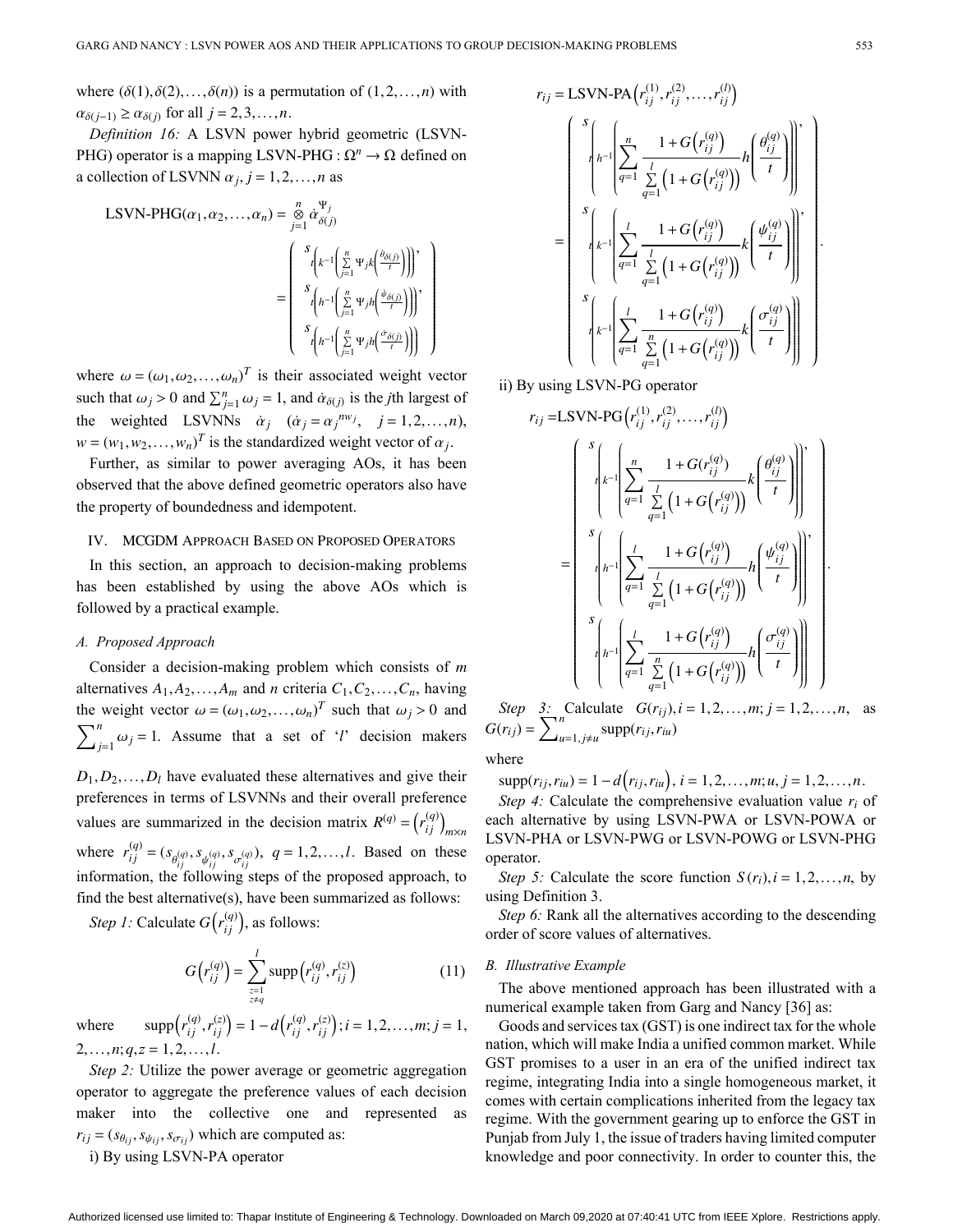where $(\delta(1), \delta(2), \ldots, \delta(n))$ is a permutation of $(1, 2, \ldots, n)$ with $\alpha_{\delta(j-1)} \geq \alpha_{\delta(j)}$ for all $j = 2, 3, \ldots, n$.

*Definition 16:* A LSVN power hybrid geometric (LSVN-PHG) operator is a mapping LSVN-PHG : $\Omega^n \to \Omega$ defined on a collection of LSVNN $\alpha_j, j = 1, 2, \ldots, n$ as

$$\text{LSVN-PHG}(\alpha_1, \alpha_2, \ldots, \alpha_n) = \overset{n}{\underset{j=1}{\otimes}} \dot{\alpha}_{\delta(j)}^{\Psi_j} = \left( \begin{array}{c} s_{t\left(k^{-1}\left(\sum_{j=1}^{n} \Psi_j k\left(\frac{\dot{\theta}_{\delta(j)}}{t}\right)\right)\right)}, \\ s_{t\left(h^{-1}\left(\sum_{j=1}^{n} \Psi_j h\left(\frac{\dot{\psi}_{\delta(j)}}{t}\right)\right)\right)}, \\ s_{t\left(h^{-1}\left(\sum_{j=1}^{n} \Psi_j h\left(\frac{\dot{\sigma}_{\delta(j)}}{t}\right)\right)\right)} \end{array} \right)$$

where $\omega = (\omega_1, \omega_2, \ldots, \omega_n)^T$ is their associated weight vector such that $\omega_j > 0$ and $\sum_{j=1}^{n} \omega_j = 1$, and $\dot{\alpha}_{\delta(j)}$ is the $j$th largest of the weighted LSVNNs $\dot{\alpha}_j$ ($\dot{\alpha}_j = \alpha_j^{nw_j}$, $j = 1, 2, \ldots, n$), $w = (w_1, w_2, \ldots, w_n)^T$ is the standardized weight vector of $\alpha_j$.

Further, as similar to power averaging AOs, it has been observed that the above defined geometric operators also have the property of boundedness and idempotent.

## IV. MCGDM Approach Based on Proposed Operators

In this section, an approach to decision-making problems has been established by using the above AOs which is followed by a practical example.

### A. Proposed Approach

Consider a decision-making problem which consists of $m$ alternatives $A_1, A_2, \ldots, A_m$ and $n$ criteria $C_1, C_2, \ldots, C_n$, having the weight vector $\omega = (\omega_1, \omega_2, \ldots, \omega_n)^T$ such that $\omega_j > 0$ and $\sum_{j=1}^{n} \omega_j = 1$. Assume that a set of '$l$' decision makers $D_1, D_2, \ldots, D_l$ have evaluated these alternatives and give their preferences in terms of LSVNNs and their overall preference values are summarized in the decision matrix $R^{(q)} = \left(r_{ij}^{(q)}\right)_{m \times n}$ where $r_{ij}^{(q)} = (s_{\theta_{ij}^{(q)}}, s_{\psi_{ij}^{(q)}}, s_{\sigma_{ij}^{(q)}})$, $q = 1, 2, \ldots, l$. Based on these information, the following steps of the proposed approach, to find the best alternative(s), have been summarized as follows:

*Step 1:* Calculate $G\left(r_{ij}^{(q)}\right)$, as follows:

$$G\left(r_{ij}^{(q)}\right) = \sum_{\substack{z=1 \\ z \neq q}}^{l} \text{supp}\left(r_{ij}^{(q)}, r_{ij}^{(z)}\right) \tag{11}$$

where $\text{supp}\left(r_{ij}^{(q)}, r_{ij}^{(z)}\right) = 1 - d\left(r_{ij}^{(q)}, r_{ij}^{(z)}\right); i = 1, 2, \ldots, m; j = 1, 2, \ldots, n; q, z = 1, 2, \ldots, l$.

*Step 2:* Utilize the power average or geometric aggregation operator to aggregate the preference values of each decision maker into the collective one and represented as $r_{ij} = (s_{\theta_{ij}}, s_{\psi_{ij}}, s_{\sigma_{ij}})$ which are computed as:

i) By using LSVN-PA operator

$$r_{ij} = \text{LSVN-PA}\left(r_{ij}^{(1)}, r_{ij}^{(2)}, \ldots, r_{ij}^{(l)}\right) = \left( \begin{array}{c} s_{t\left(h^{-1}\left(\sum_{q=1}^{n} \frac{1 + G\left(r_{ij}^{(q)}\right)}{\sum_{q=1}^{l}\left(1 + G\left(r_{ij}^{(q)}\right)\right)} h\left(\frac{\theta_{ij}^{(q)}}{t}\right)\right)\right)}, \\ s_{t\left(k^{-1}\left(\sum_{q=1}^{l} \frac{1 + G\left(r_{ij}^{(q)}\right)}{\sum_{q=1}^{l}\left(1 + G\left(r_{ij}^{(q)}\right)\right)} k\left(\frac{\psi_{ij}^{(q)}}{t}\right)\right)\right)}, \\ s_{t\left(k^{-1}\left(\sum_{q=1}^{l} \frac{1 + G\left(r_{ij}^{(q)}\right)}{\sum_{q=1}^{n}\left(1 + G\left(r_{ij}^{(q)}\right)\right)} k\left(\frac{\sigma_{ij}^{(q)}}{t}\right)\right)\right)} \end{array} \right).$$

ii) By using LSVN-PG operator

$$r_{ij} = \text{LSVN-PG}\left(r_{ij}^{(1)}, r_{ij}^{(2)}, \ldots, r_{ij}^{(l)}\right) = \left( \begin{array}{c} s_{t\left(k^{-1}\left(\sum_{q=1}^{n} \frac{1 + G(r_{ij}^{(q)})}{\sum_{q=1}^{l}\left(1 + G\left(r_{ij}^{(q)}\right)\right)} k\left(\frac{\theta_{ij}^{(q)}}{t}\right)\right)\right)}, \\ s_{t\left(h^{-1}\left(\sum_{q=1}^{l} \frac{1 + G\left(r_{ij}^{(q)}\right)}{\sum_{q=1}^{l}\left(1 + G\left(r_{ij}^{(q)}\right)\right)} h\left(\frac{\psi_{ij}^{(q)}}{t}\right)\right)\right)}, \\ s_{t\left(h^{-1}\left(\sum_{q=1}^{l} \frac{1 + G\left(r_{ij}^{(q)}\right)}{\sum_{q=1}^{n}\left(1 + G\left(r_{ij}^{(q)}\right)\right)} h\left(\frac{\sigma_{ij}^{(q)}}{t}\right)\right)\right)} \end{array} \right).$$

*Step 3:* Calculate $G(r_{ij}), i = 1, 2, \ldots, m; j = 1, 2, \ldots, n$, as $G(r_{ij}) = \sum_{u=1, j \neq u}^{n} \text{supp}(r_{ij}, r_{iu})$

where

$\text{supp}(r_{ij}, r_{iu}) = 1 - d\left(r_{ij}, r_{iu}\right)$, $i = 1, 2, \ldots, m; u, j = 1, 2, \ldots, n$.

*Step 4:* Calculate the comprehensive evaluation value $r_i$ of each alternative by using LSVN-PWA or LSVN-POWA or LSVN-PHA or LSVN-PWG or LSVN-POWG or LSVN-PHG operator.

*Step 5:* Calculate the score function $S(r_i), i = 1, 2, \ldots, n$, by using Definition 3.

*Step 6:* Rank all the alternatives according to the descending order of score values of alternatives.

### B. Illustrative Example

The above mentioned approach has been illustrated with a numerical example taken from Garg and Nancy [36] as:

Goods and services tax (GST) is one indirect tax for the whole nation, which will make India a unified common market. While GST promises to a user in an era of the unified indirect tax regime, integrating India into a single homogeneous market, it comes with certain complications inherited from the legacy tax regime. With the government gearing up to enforce the GST in Punjab from July 1, the issue of traders having limited computer knowledge and poor connectivity. In order to counter this, the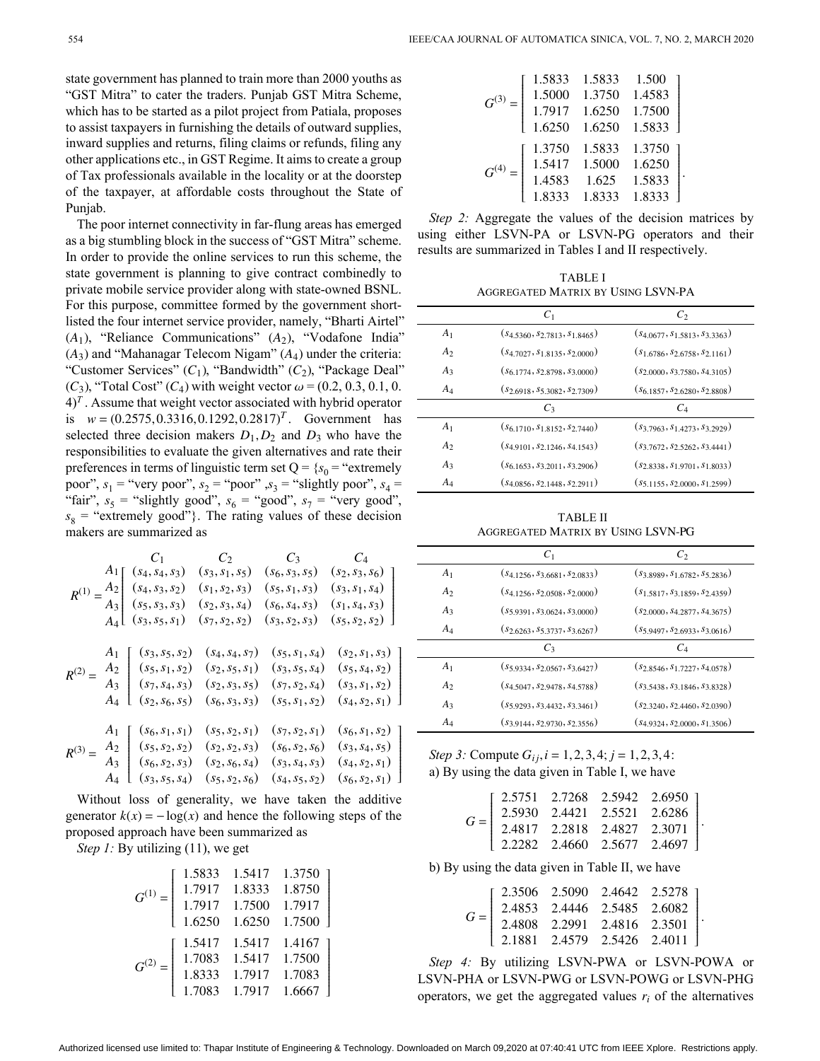state government has planned to train more than 2000 youths as "GST Mitra" to cater the traders. Punjab GST Mitra Scheme, which has to be started as a pilot project from Patiala, proposes to assist taxpayers in furnishing the details of outward supplies, inward supplies and returns, filing claims or refunds, filing any other applications etc., in GST Regime. It aims to create a group of Tax professionals available in the locality or at the doorstep of the taxpayer, at affordable costs throughout the State of Punjab.

The poor internet connectivity in far-flung areas has emerged as a big stumbling block in the success of "GST Mitra" scheme. In order to provide the online services to run this scheme, the state government is planning to give contract combinedly to private mobile service provider along with state-owned BSNL. For this purpose, committee formed by the government short-listed the four internet service provider, namely, "Bharti Airtel" ($A_1$), "Reliance Communications" ($A_2$), "Vodafone India" ($A_3$) and "Mahanagar Telecom Nigam" ($A_4$) under the criteria: "Customer Services" ($C_1$), "Bandwidth" ($C_2$), "Package Deal" ($C_3$), "Total Cost" ($C_4$) with weight vector $\omega = (0.2, 0.3, 0.1, 0.4)^T$. Assume that weight vector associated with hybrid operator is $w = (0.2575, 0.3316, 0.1292, 0.2817)^T$. Government has selected three decision makers $D_1, D_2$ and $D_3$ who have the responsibilities to evaluate the given alternatives and rate their preferences in terms of linguistic term set Q = {$s_0$ = "extremely poor", $s_1$ = "very poor", $s_2$ = "poor" ,$s_3$ = "slightly poor", $s_4$ = "fair", $s_5$ = "slightly good", $s_6$ = "good", $s_7$ = "very good", $s_8$ = "extremely good"}. The rating values of these decision makers are summarized as

$$R^{(1)} = \begin{array}{c} \\ A_1 \\ A_2 \\ A_3 \\ A_4 \end{array} \begin{array}{c} \begin{array}{cccc} C_1 & C_2 & C_3 & C_4 \end{array} \\ \left[\begin{array}{cccc} (s_4,s_4,s_3) & (s_3,s_1,s_5) & (s_6,s_3,s_5) & (s_2,s_3,s_6) \\ (s_4,s_3,s_2) & (s_1,s_2,s_3) & (s_5,s_1,s_3) & (s_3,s_1,s_4) \\ (s_5,s_3,s_3) & (s_2,s_3,s_4) & (s_6,s_4,s_3) & (s_1,s_4,s_3) \\ (s_3,s_5,s_1) & (s_7,s_2,s_2) & (s_3,s_2,s_3) & (s_5,s_2,s_2) \end{array}\right] \end{array}$$

$$R^{(2)} = \begin{array}{c} A_1 \\ A_2 \\ A_3 \\ A_4 \end{array} \left[\begin{array}{cccc} (s_3,s_5,s_2) & (s_4,s_4,s_7) & (s_5,s_1,s_4) & (s_2,s_1,s_3) \\ (s_5,s_1,s_2) & (s_2,s_5,s_1) & (s_3,s_5,s_4) & (s_5,s_4,s_2) \\ (s_7,s_4,s_3) & (s_2,s_3,s_5) & (s_7,s_2,s_4) & (s_3,s_1,s_2) \\ (s_2,s_6,s_5) & (s_6,s_3,s_3) & (s_5,s_1,s_2) & (s_4,s_2,s_1) \end{array}\right]$$

$$R^{(3)} = \begin{array}{c} A_1 \\ A_2 \\ A_3 \\ A_4 \end{array} \left[\begin{array}{cccc} (s_6,s_1,s_1) & (s_5,s_2,s_1) & (s_7,s_2,s_1) & (s_6,s_1,s_2) \\ (s_5,s_2,s_2) & (s_2,s_2,s_3) & (s_6,s_2,s_6) & (s_3,s_4,s_5) \\ (s_6,s_2,s_3) & (s_2,s_6,s_4) & (s_3,s_4,s_3) & (s_4,s_2,s_1) \\ (s_3,s_5,s_4) & (s_5,s_2,s_6) & (s_4,s_5,s_2) & (s_6,s_2,s_1) \end{array}\right]$$

Without loss of generality, we have taken the additive generator $k(x) = -\log(x)$ and hence the following steps of the proposed approach have been summarized as

*Step 1:* By utilizing (11), we get

$$G^{(1)} = \left[\begin{array}{ccc} 1.5833 & 1.5417 & 1.3750 \\ 1.7917 & 1.8333 & 1.8750 \\ 1.7917 & 1.7500 & 1.7917 \\ 1.6250 & 1.6250 & 1.7500 \end{array}\right]$$

$$G^{(2)} = \left[\begin{array}{ccc} 1.5417 & 1.5417 & 1.4167 \\ 1.7083 & 1.5417 & 1.7500 \\ 1.8333 & 1.7917 & 1.7083 \\ 1.7083 & 1.7917 & 1.6667 \end{array}\right]$$

$$G^{(3)} = \left[\begin{array}{ccc} 1.5833 & 1.5833 & 1.500 \\ 1.5000 & 1.3750 & 1.4583 \\ 1.7917 & 1.6250 & 1.7500 \\ 1.6250 & 1.6250 & 1.5833 \end{array}\right]$$

$$G^{(4)} = \left[\begin{array}{ccc} 1.3750 & 1.5833 & 1.3750 \\ 1.5417 & 1.5000 & 1.6250 \\ 1.4583 & 1.625 & 1.5833 \\ 1.8333 & 1.8333 & 1.8333 \end{array}\right].$$

*Step 2:* Aggregate the values of the decision matrices by using either LSVN-PA or LSVN-PG operators and their results are summarized in Tables I and II respectively.

TABLE I
AGGREGATED MATRIX BY USING LSVN-PA

| | $C_1$ | $C_2$ |
|---|---|---|
| $A_1$ | $(s_{4.5360}, s_{2.7813}, s_{1.8465})$ | $(s_{4.0677}, s_{1.5813}, s_{3.3363})$ |
| $A_2$ | $(s_{4.7027}, s_{1.8135}, s_{2.0000})$ | $(s_{1.6786}, s_{2.6758}, s_{2.1161})$ |
| $A_3$ | $(s_{6.1774}, s_{2.8798}, s_{3.0000})$ | $(s_{2.0000}, s_{3.7580}, s_{4.3105})$ |
| $A_4$ | $(s_{2.6918}, s_{5.3082}, s_{2.7309})$ | $(s_{6.1857}, s_{2.6280}, s_{2.8808})$ |
| | $C_3$ | $C_4$ |
| $A_1$ | $(s_{6.1710}, s_{1.8152}, s_{2.7440})$ | $(s_{3.7963}, s_{1.4273}, s_{3.2929})$ |
| $A_2$ | $(s_{4.9101}, s_{2.1246}, s_{4.1543})$ | $(s_{3.7672}, s_{2.5262}, s_{3.4441})$ |
| $A_3$ | $(s_{6.1653}, s_{3.2011}, s_{3.2906})$ | $(s_{2.8338}, s_{1.9701}, s_{1.8033})$ |
| $A_4$ | $(s_{4.0856}, s_{2.1448}, s_{2.2911})$ | $(s_{5.1155}, s_{2.0000}, s_{1.2599})$ |

TABLE II
AGGREGATED MATRIX BY USING LSVN-PG

| | $C_1$ | $C_2$ |
|---|---|---|
| $A_1$ | $(s_{4.1256}, s_{3.6681}, s_{2.0833})$ | $(s_{3.8989}, s_{1.6782}, s_{5.2836})$ |
| $A_2$ | $(s_{4.1256}, s_{2.0508}, s_{2.0000})$ | $(s_{1.5817}, s_{3.1859}, s_{2.4359})$ |
| $A_3$ | $(s_{5.9391}, s_{3.0624}, s_{3.0000})$ | $(s_{2.0000}, s_{4.2877}, s_{4.3675})$ |
| $A_4$ | $(s_{2.6263}, s_{5.3737}, s_{3.6267})$ | $(s_{5.9497}, s_{2.6933}, s_{3.0616})$ |
| | $C_3$ | $C_4$ |
| $A_1$ | $(s_{5.9334}, s_{2.0567}, s_{3.6427})$ | $(s_{2.8546}, s_{1.7227}, s_{4.0578})$ |
| $A_2$ | $(s_{4.5047}, s_{2.9478}, s_{4.5788})$ | $(s_{3.5438}, s_{3.1846}, s_{3.8328})$ |
| $A_3$ | $(s_{5.9293}, s_{3.4432}, s_{3.3461})$ | $(s_{2.3240}, s_{2.4460}, s_{2.0390})$ |
| $A_4$ | $(s_{3.9144}, s_{2.9730}, s_{2.3556})$ | $(s_{4.9324}, s_{2.0000}, s_{1.3506})$ |

*Step 3:* Compute $G_{ij}, i = 1,2,3,4; j = 1,2,3,4$:

a) By using the data given in Table I, we have

$$G = \left[\begin{array}{cccc} 2.5751 & 2.7268 & 2.5942 & 2.6950 \\ 2.5930 & 2.4421 & 2.5521 & 2.6286 \\ 2.4817 & 2.2818 & 2.4827 & 2.3071 \\ 2.2282 & 2.4660 & 2.5677 & 2.4697 \end{array}\right].$$

b) By using the data given in Table II, we have

$$G = \left[\begin{array}{cccc} 2.3506 & 2.5090 & 2.4642 & 2.5278 \\ 2.4853 & 2.4446 & 2.5485 & 2.6082 \\ 2.4808 & 2.2991 & 2.4816 & 2.3501 \\ 2.1881 & 2.4579 & 2.5426 & 2.4011 \end{array}\right].$$

*Step 4:* By utilizing LSVN-PWA or LSVN-POWA or LSVN-PHA or LSVN-PWG or LSVN-POWG or LSVN-PHG operators, we get the aggregated values $r_i$ of the alternatives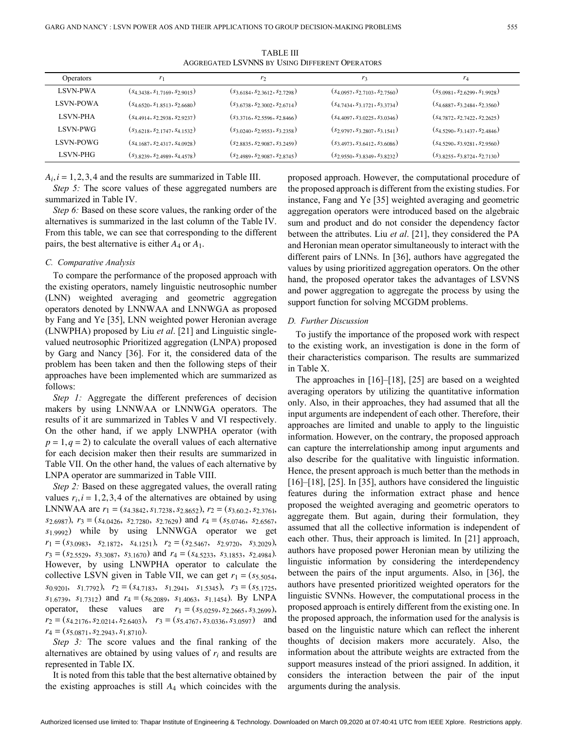TABLE III
AGGREGATED LSVNNS BY USING DIFFERENT OPERATORS

| Operators | $r_1$ | $r_2$ | $r_3$ | $r_4$ |
|---|---|---|---|---|
| LSVN-PWA | $(s_{4.3438}, s_{1.7169}, s_{2.9015})$ | $(s_{3.6184}, s_{2.3612}, s_{2.7298})$ | $(s_{4.0957}, s_{2.7103}, s_{2.7560})$ | $(s_{5.0981}, s_{2.6299}, s_{1.9928})$ |
| LSVN-POWA | $(s_{4.6520}, s_{1.8513}, s_{2.6680})$ | $(s_{3.6738}, s_{2.3002}, s_{2.6714})$ | $(s_{4.7434}, s_{3.1721}, s_{3.3734})$ | $(s_{4.6887}, s_{3.2484}, s_{2.3560})$ |
| LSVN-PHA | $(s_{4.4914}, s_{2.2938}, s_{2.9237})$ | $(s_{3.3716}, s_{2.5596}, s_{2.8466})$ | $(s_{4.4097}, s_{3.0225}, s_{3.0346})$ | $(s_{4.7872}, s_{2.7422}, s_{2.2625})$ |
| LSVN-PWG | $(s_{3.6218}, s_{2.1747}, s_{4.1532})$ | $(s_{3.0240}, s_{2.9553}, s_{3.2358})$ | $(s_{2.9797}, s_{3.2807}, s_{3.1541})$ | $(s_{4.5290}, s_{3.1437}, s_{2.4846})$ |
| LSVN-POWG | $(s_{4.1687}, s_{2.4317}, s_{4.0928})$ | $(s_{2.8835}, s_{2.9087}, s_{3.2459})$ | $(s_{3.4973}, s_{3.6412}, s_{3.6086})$ | $(s_{4.5290}, s_{3.9281}, s_{2.9560})$ |
| LSVN-PHG | $(s_{3.8239}, s_{2.4989}, s_{4.4578})$ | $(s_{2.4989}, s_{2.9087}, s_{2.8745})$ | $(s_{2.9550}, s_{3.8349}, s_{3.8232})$ | $(s_{3.8255}, s_{3.8724}, s_{2.7130})$ |

$A_i, i = 1,2,3,4$ and the results are summarized in Table III.

*Step 5:* The score values of these aggregated numbers are summarized in Table IV.

*Step 6:* Based on these score values, the ranking order of the alternatives is summarized in the last column of the Table IV. From this table, we can see that corresponding to the different pairs, the best alternative is either $A_4$ or $A_1$.

### *C. Comparative Analysis*

To compare the performance of the proposed approach with the existing operators, namely linguistic neutrosophic number (LNN) weighted averaging and geometric aggregation operators denoted by LNNWAA and LNNWGA as proposed by Fang and Ye [35], LNN weighted power Heronian average (LNWPHA) proposed by Liu *et al*. [21] and Linguistic single-valued neutrosophic Prioritized aggregation (LNPA) proposed by Garg and Nancy [36]. For it, the considered data of the problem has been taken and then the following steps of their approaches have been implemented which are summarized as follows:

*Step 1:* Aggregate the different preferences of decision makers by using LNNWAA or LNNWGA operators. The results of it are summarized in Tables V and VI respectively. On the other hand, if we apply LNWPHA operator (with $p = 1, q = 2$) to calculate the overall values of each alternative for each decision maker then their results are summarized in Table VII. On the other hand, the values of each alternative by LNPA operator are summarized in Table VIII.

*Step 2:* Based on these aggregated values, the overall rating values $r_i, i = 1,2,3,4$ of the alternatives are obtained by using LNNWAA are $r_1 = (s_{4.3842}, s_{1.7238}, s_{2.8652})$, $r_2 = (s_{3.60.2}, s_{2.3761}, s_{2.6987})$, $r_3 = (s_{4.0426}, s_{2.7280}, s_{2.7629})$ and $r_4 = (s_{5.0746}, s_{2.6567}, s_{1.9992})$ while by using LNNWGA operator we get $r_1 = (s_{3.0983}, s_{2.1872}, s_{4.1251})$, $r_2 = (s_{2.5467}, s_{2.9720}, s_{3.2029})$, $r_3 = (s_{2.5529}, s_{3.3087}, s_{3.1670})$ and $r_4 = (s_{4.5233}, s_{3.1853}, s_{2.4984})$. However, by using LNWPHA operator to calculate the collective LSVN given in Table VII, we can get $r_1 = (s_{5.5054}, s_{0.9201}, s_{1.7792})$, $r_2 = (s_{4.7183}, s_{1.2941}, s_{1.5345})$, $r_3 = (s_{5.1725}, s_{1.6739}, s_{1.7312})$ and $r_4 = (s_{6.2089}, s_{1.4063}, s_{1.1454})$. By LNPA operator, these values are $r_1 = (s_{5.0259}, s_{2.2665}, s_{3.2699})$, $r_2 = (s_{4.2176}, s_{2.0214}, s_{2.6403})$, $r_3 = (s_{5.4767}, s_{3.0336}, s_{3.0597})$ and $r_4 = (s_{5.0871}, s_{2.2943}, s_{1.8710})$.

*Step 3:* The score values and the final ranking of the alternatives are obtained by using values of $r_i$ and results are represented in Table IX.

It is noted from this table that the best alternative obtained by the existing approaches is still $A_4$ which coincides with the proposed approach. However, the computational procedure of the proposed approach is different from the existing studies. For instance, Fang and Ye [35] weighted averaging and geometric aggregation operators were introduced based on the algebraic sum and product and do not consider the dependency factor between the attributes. Liu *et al*. [21], they considered the PA and Heronian mean operator simultaneously to interact with the different pairs of LNNs. In [36], authors have aggregated the values by using prioritized aggregation operators. On the other hand, the proposed operator takes the advantages of LSVNS and power aggregation to aggregate the process by using the support function for solving MCGDM problems.

### *D. Further Discussion*

To justify the importance of the proposed work with respect to the existing work, an investigation is done in the form of their characteristics comparison. The results are summarized in Table X.

The approaches in [16]–[18], [25] are based on a weighted averaging operators by utilizing the quantitative information only. Also, in their approaches, they had assumed that all the input arguments are independent of each other. Therefore, their approaches are limited and unable to apply to the linguistic information. However, on the contrary, the proposed approach can capture the interrelationship among input arguments and also describe for the qualitative with linguistic information. Hence, the present approach is much better than the methods in [16]–[18], [25]. In [35], authors have considered the linguistic features during the information extract phase and hence proposed the weighted averaging and geometric operators to aggregate them. But again, during their formulation, they assumed that all the collective information is independent of each other. Thus, their approach is limited. In [21] approach, authors have proposed power Heronian mean by utilizing the linguistic information by considering the interdependency between the pairs of the input arguments. Also, in [36], the authors have presented prioritized weighted operators for the linguistic SVNNs. However, the computational process in the proposed approach is entirely different from the existing one. In the proposed approach, the information used for the analysis is based on the linguistic nature which can reflect the inherent thoughts of decision makers more accurately. Also, the information about the attribute weights are extracted from the support measures instead of the priori assigned. In addition, it considers the interaction between the pair of the input arguments during the analysis.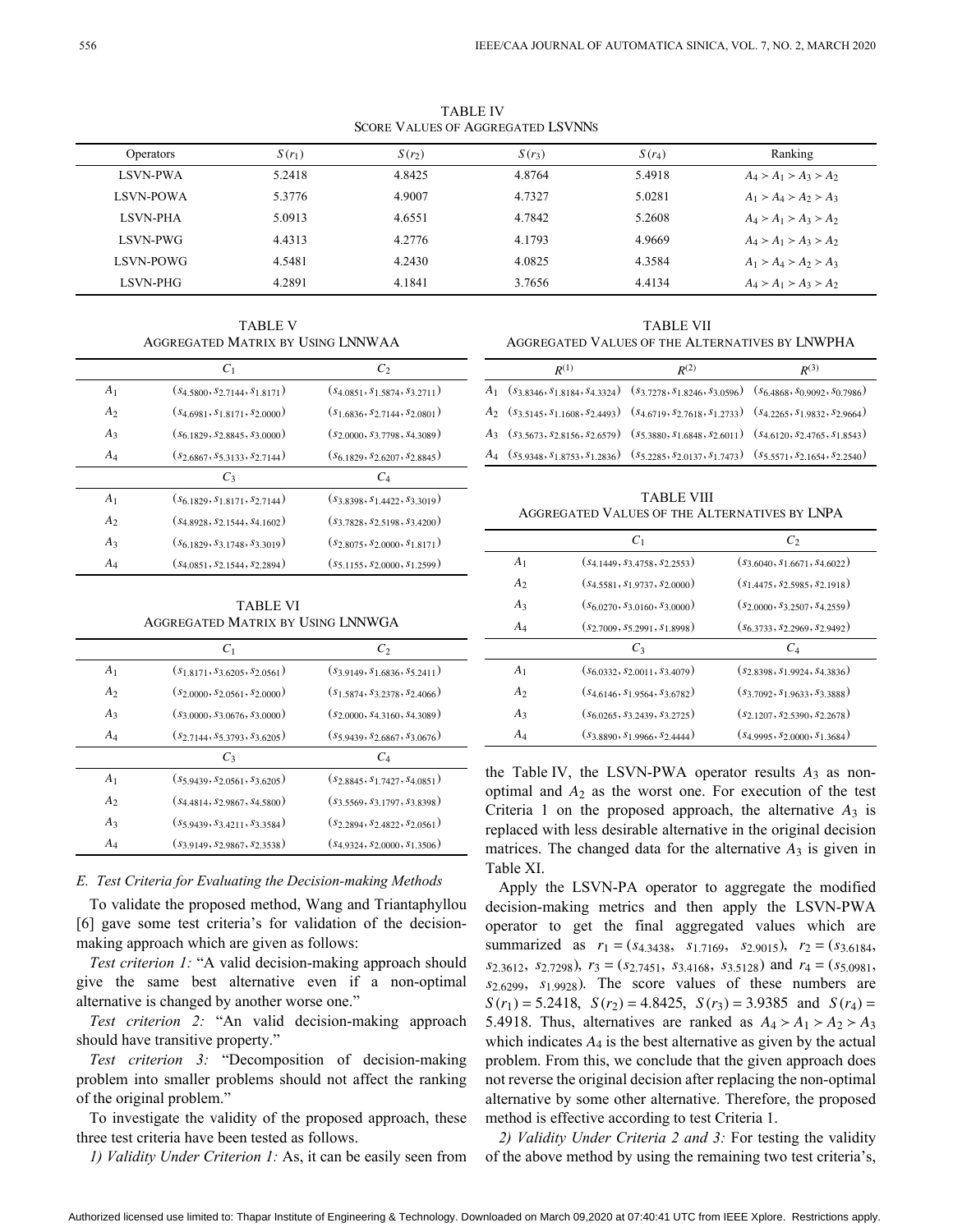TABLE IV
SCORE VALUES OF AGGREGATED LSVNNS

| Operators | $S(r_1)$ | $S(r_2)$ | $S(r_3)$ | $S(r_4)$ | Ranking |
|---|---|---|---|---|---|
| LSVN-PWA | 5.2418 | 4.8425 | 4.8764 | 5.4918 | $A_4 \succ A_1 \succ A_3 \succ A_2$ |
| LSVN-POWA | 5.3776 | 4.9007 | 4.7327 | 5.0281 | $A_1 \succ A_4 \succ A_2 \succ A_3$ |
| LSVN-PHA | 5.0913 | 4.6551 | 4.7842 | 5.2608 | $A_4 \succ A_1 \succ A_3 \succ A_2$ |
| LSVN-PWG | 4.4313 | 4.2776 | 4.1793 | 4.9669 | $A_4 \succ A_1 \succ A_3 \succ A_2$ |
| LSVN-POWG | 4.5481 | 4.2430 | 4.0825 | 4.3584 | $A_1 \succ A_4 \succ A_2 \succ A_3$ |
| LSVN-PHG | 4.2891 | 4.1841 | 3.7656 | 4.4134 | $A_4 \succ A_1 \succ A_3 \succ A_2$ |

TABLE V
AGGREGATED MATRIX BY USING LNNWAA

| | $C_1$ | $C_2$ |
|---|---|---|
| $A_1$ | $(s_{4.5800}, s_{2.7144}, s_{1.8171})$ | $(s_{4.0851}, s_{1.5874}, s_{3.2711})$ |
| $A_2$ | $(s_{4.6981}, s_{1.8171}, s_{2.0000})$ | $(s_{1.6836}, s_{2.7144}, s_{2.0801})$ |
| $A_3$ | $(s_{6.1829}, s_{2.8845}, s_{3.0000})$ | $(s_{2.0000}, s_{3.7798}, s_{4.3089})$ |
| $A_4$ | $(s_{2.6867}, s_{5.3133}, s_{2.7144})$ | $(s_{6.1829}, s_{2.6207}, s_{2.8845})$ |
| | $C_3$ | $C_4$ |
| $A_1$ | $(s_{6.1829}, s_{1.8171}, s_{2.7144})$ | $(s_{3.8398}, s_{1.4422}, s_{3.3019})$ |
| $A_2$ | $(s_{4.8928}, s_{2.1544}, s_{4.1602})$ | $(s_{3.7828}, s_{2.5198}, s_{3.4200})$ |
| $A_3$ | $(s_{6.1829}, s_{3.1748}, s_{3.3019})$ | $(s_{2.8075}, s_{2.0000}, s_{1.8171})$ |
| $A_4$ | $(s_{4.0851}, s_{2.1544}, s_{2.2894})$ | $(s_{5.1155}, s_{2.0000}, s_{1.2599})$ |

TABLE VI
AGGREGATED MATRIX BY USING LNNWGA

| | $C_1$ | $C_2$ |
|---|---|---|
| $A_1$ | $(s_{1.8171}, s_{3.6205}, s_{2.0561})$ | $(s_{3.9149}, s_{1.6836}, s_{5.2411})$ |
| $A_2$ | $(s_{2.0000}, s_{2.0561}, s_{2.0000})$ | $(s_{1.5874}, s_{3.2378}, s_{2.4066})$ |
| $A_3$ | $(s_{3.0000}, s_{3.0676}, s_{3.0000})$ | $(s_{2.0000}, s_{4.3160}, s_{4.3089})$ |
| $A_4$ | $(s_{2.7144}, s_{5.3793}, s_{3.6205})$ | $(s_{5.9439}, s_{2.6867}, s_{3.0676})$ |
| | $C_3$ | $C_4$ |
| $A_1$ | $(s_{5.9439}, s_{2.0561}, s_{3.6205})$ | $(s_{2.8845}, s_{1.7427}, s_{4.0851})$ |
| $A_2$ | $(s_{4.4814}, s_{2.9867}, s_{4.5800})$ | $(s_{3.5569}, s_{3.1797}, s_{3.8398})$ |
| $A_3$ | $(s_{5.9439}, s_{3.4211}, s_{3.3584})$ | $(s_{2.2894}, s_{2.4822}, s_{2.0561})$ |
| $A_4$ | $(s_{3.9149}, s_{2.9867}, s_{2.3538})$ | $(s_{4.9324}, s_{2.0000}, s_{1.3506})$ |

TABLE VII
AGGREGATED VALUES OF THE ALTERNATIVES BY LNWPHA

| | $R^{(1)}$ | $R^{(2)}$ | $R^{(3)}$ |
|---|---|---|---|
| $A_1$ | $(s_{3.8346}, s_{1.8184}, s_{4.3324})$ | $(s_{3.7278}, s_{1.8246}, s_{3.0596})$ | $(s_{6.4868}, s_{0.9092}, s_{0.7986})$ |
| $A_2$ | $(s_{3.5145}, s_{1.1608}, s_{2.4493})$ | $(s_{4.6719}, s_{2.7618}, s_{1.2733})$ | $(s_{4.2265}, s_{1.9832}, s_{2.9664})$ |
| $A_3$ | $(s_{3.5673}, s_{2.8156}, s_{2.6579})$ | $(s_{5.3880}, s_{1.6848}, s_{2.6011})$ | $(s_{4.6120}, s_{2.4765}, s_{1.8543})$ |
| $A_4$ | $(s_{5.9348}, s_{1.8753}, s_{1.2836})$ | $(s_{5.2285}, s_{2.0137}, s_{1.7473})$ | $(s_{5.5571}, s_{2.1654}, s_{2.2540})$ |

TABLE VIII
AGGREGATED VALUES OF THE ALTERNATIVES BY LNPA

| | $C_1$ | $C_2$ |
|---|---|---|
| $A_1$ | $(s_{4.1449}, s_{3.4758}, s_{2.2553})$ | $(s_{3.6040}, s_{1.6671}, s_{4.6022})$ |
| $A_2$ | $(s_{4.5581}, s_{1.9737}, s_{2.0000})$ | $(s_{1.4475}, s_{2.5985}, s_{2.1918})$ |
| $A_3$ | $(s_{6.0270}, s_{3.0160}, s_{3.0000})$ | $(s_{2.0000}, s_{3.2507}, s_{4.2559})$ |
| $A_4$ | $(s_{2.7009}, s_{5.2991}, s_{1.8998})$ | $(s_{6.3733}, s_{2.2969}, s_{2.9492})$ |
| | $C_3$ | $C_4$ |
| $A_1$ | $(s_{6.0332}, s_{2.0011}, s_{3.4079})$ | $(s_{2.8398}, s_{1.9924}, s_{4.3836})$ |
| $A_2$ | $(s_{4.6146}, s_{1.9564}, s_{3.6782})$ | $(s_{3.7092}, s_{1.9633}, s_{3.3888})$ |
| $A_3$ | $(s_{6.0265}, s_{3.2439}, s_{3.2725})$ | $(s_{2.1207}, s_{2.5390}, s_{2.2678})$ |
| $A_4$ | $(s_{3.8890}, s_{1.9966}, s_{2.4444})$ | $(s_{4.9995}, s_{2.0000}, s_{1.3684})$ |

### *E. Test Criteria for Evaluating the Decision-making Methods*

To validate the proposed method, Wang and Triantaphyllou [6] gave some test criteria's for validation of the decision-making approach which are given as follows:

*Test criterion 1:* "A valid decision-making approach should give the same best alternative even if a non-optimal alternative is changed by another worse one."

*Test criterion 2:* "An valid decision-making approach should have transitive property."

*Test criterion 3:* "Decomposition of decision-making problem into smaller problems should not affect the ranking of the original problem."

To investigate the validity of the proposed approach, these three test criteria have been tested as follows.

*1) Validity Under Criterion 1:* As, it can be easily seen from the Table IV, the LSVN-PWA operator results $A_3$ as non-optimal and $A_2$ as the worst one. For execution of the test Criteria 1 on the proposed approach, the alternative $A_3$ is replaced with less desirable alternative in the original decision matrices. The changed data for the alternative $A_3$ is given in Table XI.

Apply the LSVN-PA operator to aggregate the modified decision-making metrics and then apply the LSVN-PWA operator to get the final aggregated values which are summarized as $r_1 = (s_{4.3438}, s_{1.7169}, s_{2.9015})$, $r_2 = (s_{3.6184}, s_{2.3612}, s_{2.7298})$, $r_3 = (s_{2.7451}, s_{3.4168}, s_{3.5128})$ and $r_4 = (s_{5.0981}, s_{2.6299}, s_{1.9928})$. The score values of these numbers are $S(r_1) = 5.2418$, $S(r_2) = 4.8425$, $S(r_3) = 3.9385$ and $S(r_4) = 5.4918$. Thus, alternatives are ranked as $A_4 \succ A_1 \succ A_2 \succ A_3$ which indicates $A_4$ is the best alternative as given by the actual problem. From this, we conclude that the given approach does not reverse the original decision after replacing the non-optimal alternative by some other alternative. Therefore, the proposed method is effective according to test Criteria 1.

*2) Validity Under Criteria 2 and 3:* For testing the validity of the above method by using the remaining two test criteria's,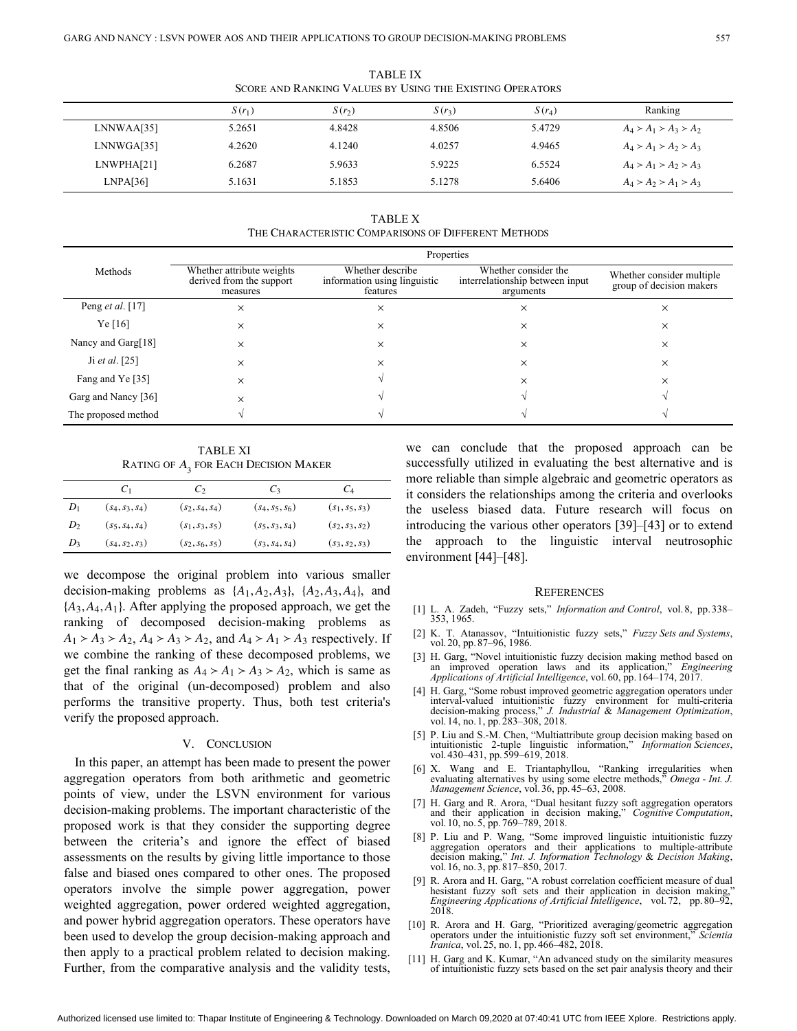TABLE IX
SCORE AND RANKING VALUES BY USING THE EXISTING OPERATORS

| | $S(r_1)$ | $S(r_2)$ | $S(r_3)$ | $S(r_4)$ | Ranking |
|---|---|---|---|---|---|
| LNNWAA[35] | 5.2651 | 4.8428 | 4.8506 | 5.4729 | $A_4 \succ A_1 \succ A_3 \succ A_2$ |
| LNNWGA[35] | 4.2620 | 4.1240 | 4.0257 | 4.9465 | $A_4 \succ A_1 \succ A_2 \succ A_3$ |
| LNWPHA[21] | 6.2687 | 5.9633 | 5.9225 | 6.5524 | $A_4 \succ A_1 \succ A_2 \succ A_3$ |
| LNPA[36] | 5.1631 | 5.1853 | 5.1278 | 5.6406 | $A_4 \succ A_2 \succ A_1 \succ A_3$ |

TABLE X
THE CHARACTERISTIC COMPARISONS OF DIFFERENT METHODS

| Methods | Properties | | | |
|---|---|---|---|---|
| | Whether attribute weights derived from the support measures | Whether describe information using linguistic features | Whether consider the interrelationship between input arguments | Whether consider multiple group of decision makers |
| Peng *et al.* [17] | × | × | × | × |
| Ye [16] | × | × | × | × |
| Nancy and Garg[18] | × | × | × | × |
| Ji *et al.* [25] | × | × | × | × |
| Fang and Ye [35] | × | √ | × | × |
| Garg and Nancy [36] | × | √ | √ | √ |
| The proposed method | √ | √ | √ | √ |

TABLE XI
RATING OF $A_3$ FOR EACH DECISION MAKER

| | $C_1$ | $C_2$ | $C_3$ | $C_4$ |
|---|---|---|---|---|
| $D_1$ | $(s_4, s_3, s_4)$ | $(s_2, s_4, s_4)$ | $(s_4, s_5, s_6)$ | $(s_1, s_5, s_3)$ |
| $D_2$ | $(s_5, s_4, s_4)$ | $(s_1, s_3, s_5)$ | $(s_5, s_3, s_4)$ | $(s_2, s_3, s_2)$ |
| $D_3$ | $(s_4, s_2, s_3)$ | $(s_2, s_6, s_5)$ | $(s_3, s_4, s_4)$ | $(s_3, s_2, s_3)$ |

we decompose the original problem into various smaller decision-making problems as $\{A_1, A_2, A_3\}$, $\{A_2, A_3, A_4\}$, and $\{A_3, A_4, A_1\}$. After applying the proposed approach, we get the ranking of decomposed decision-making problems as $A_1 \succ A_3 \succ A_2$, $A_4 \succ A_3 \succ A_2$, and $A_4 \succ A_1 \succ A_3$ respectively. If we combine the ranking of these decomposed problems, we get the final ranking as $A_4 \succ A_1 \succ A_3 \succ A_2$, which is same as that of the original (un-decomposed) problem and also performs the transitive property. Thus, both test criteria's verify the proposed approach.

## V. CONCLUSION

In this paper, an attempt has been made to present the power aggregation operators from both arithmetic and geometric points of view, under the LSVN environment for various decision-making problems. The important characteristic of the proposed work is that they consider the supporting degree between the criteria's and ignore the effect of biased assessments on the results by giving little importance to those false and biased ones compared to other ones. The proposed operators involve the simple power aggregation, power weighted aggregation, power ordered weighted aggregation, and power hybrid aggregation operators. These operators have been used to develop the group decision-making approach and then apply to a practical problem related to decision making. Further, from the comparative analysis and the validity tests, we can conclude that the proposed approach can be successfully utilized in evaluating the best alternative and is more reliable than simple algebraic and geometric operators as it considers the relationships among the criteria and overlooks the useless biased data. Future research will focus on introducing the various other operators [39]–[43] or to extend the approach to the linguistic interval neutrosophic environment [44]–[48].

## REFERENCES

[1] L. A. Zadeh, "Fuzzy sets," *Information and Control*, vol. 8, pp. 338–353, 1965.

[2] K. T. Atanassov, "Intuitionistic fuzzy sets," *Fuzzy Sets and Systems*, vol. 20, pp. 87–96, 1986.

[3] H. Garg, "Novel intuitionistic fuzzy decision making method based on an improved operation laws and its application," *Engineering Applications of Artificial Intelligence*, vol. 60, pp. 164–174, 2017.

[4] H. Garg, "Some robust improved geometric aggregation operators under interval-valued intuitionistic fuzzy environment for multi-criteria decision-making process," *J. Industrial & Management Optimization*, vol. 14, no. 1, pp. 283–308, 2018.

[5] P. Liu and S.-M. Chen, "Multiattribute group decision making based on intuitionistic 2-tuple linguistic information," *Information Sciences*, vol. 430–431, pp. 599–619, 2018.

[6] X. Wang and E. Triantaphyllou, "Ranking irregularities when evaluating alternatives by using some electre methods," *Omega - Int. J. Management Science*, vol. 36, pp. 45–63, 2008.

[7] H. Garg and R. Arora, "Dual hesitant fuzzy soft aggregation operators and their application in decision making," *Cognitive Computation*, vol. 10, no. 5, pp. 769–789, 2018.

[8] P. Liu and P. Wang, "Some improved linguistic intuitionistic fuzzy aggregation operators and their applications to multiple-attribute decision making," *Int. J. Information Technology & Decision Making*, vol. 16, no. 3, pp. 817–850, 2017.

[9] R. Arora and H. Garg, "A robust correlation coefficient measure of dual hesitant fuzzy soft sets and their application in decision making," *Engineering Applications of Artificial Intelligence*, vol. 72, pp. 80–92, 2018.

[10] R. Arora and H. Garg, "Prioritized averaging/geometric aggregation operators under the intuitionistic fuzzy soft set environment," *Scientia Iranica*, vol. 25, no. 1, pp. 466–482, 2018.

[11] H. Garg and K. Kumar, "An advanced study on the similarity measures of intuitionistic fuzzy sets based on the set pair analysis theory and their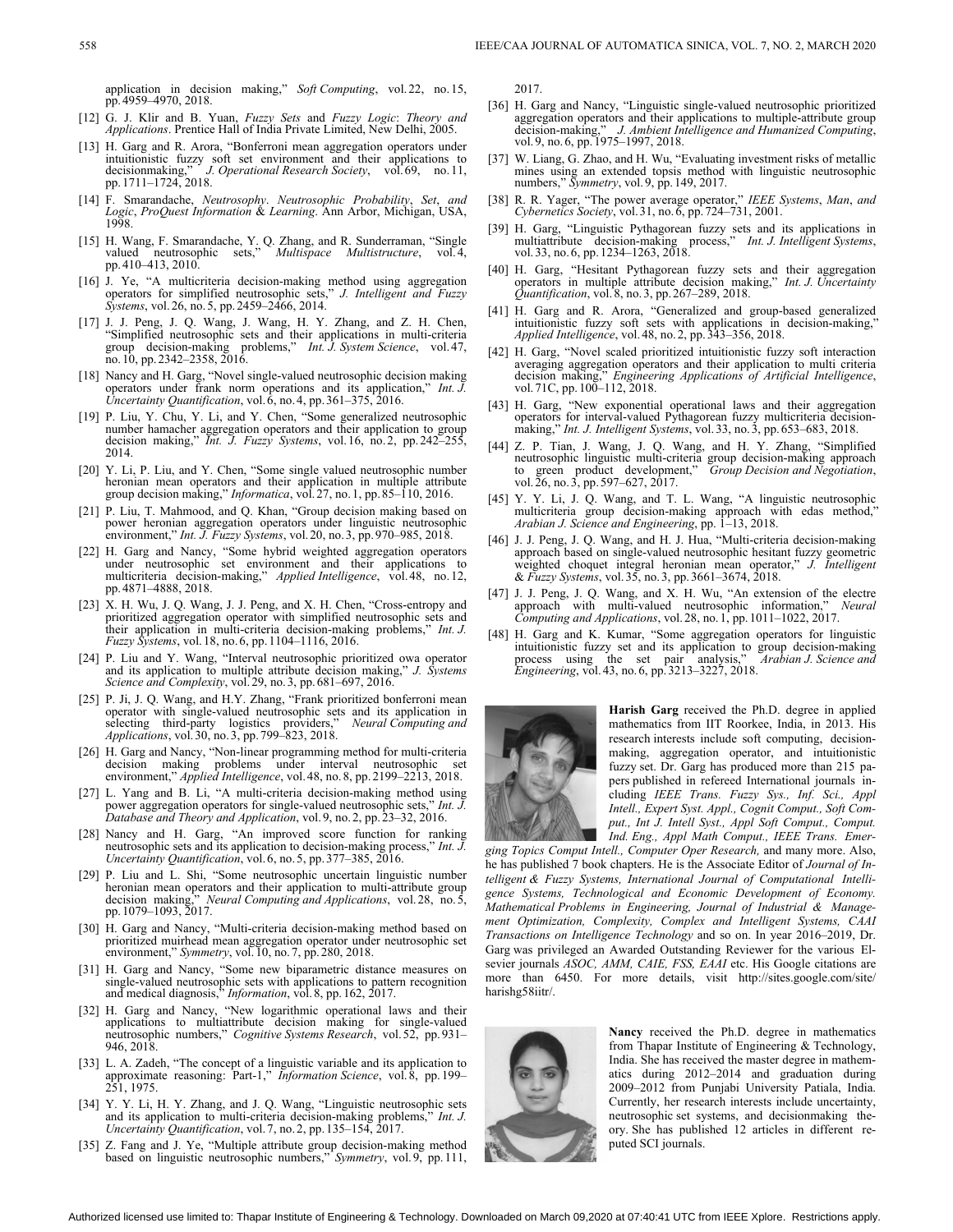application in decision making," *Soft Computing*, vol. 22, no. 15, pp. 4959–4970, 2018.

[12] G. J. Klir and B. Yuan, *Fuzzy Sets* and *Fuzzy Logic*: *Theory and Applications*. Prentice Hall of India Private Limited, New Delhi, 2005.

[13] H. Garg and R. Arora, "Bonferroni mean aggregation operators under intuitionistic fuzzy soft set environment and their applications to decisionmaking," *J. Operational Research Society*, vol. 69, no. 11, pp. 1711–1724, 2018.

[14] F. Smarandache, *Neutrosophy*. *Neutrosophic Probability*, *Set*, *and Logic*, *ProQuest Information* & *Learning*. Ann Arbor, Michigan, USA, 1998.

[15] H. Wang, F. Smarandache, Y. Q. Zhang, and R. Sunderraman, "Single valued neutrosophic sets," *Multispace Multistructure*, vol. 4, pp. 410–413, 2010.

[16] J. Ye, "A multicriteria decision-making method using aggregation operators for simplified neutrosophic sets," *J. Intelligent and Fuzzy Systems*, vol. 26, no. 5, pp. 2459–2466, 2014.

[17] J. J. Peng, J. Q. Wang, J. Wang, H. Y. Zhang, and Z. H. Chen, "Simplified neutrosophic sets and their applications in multi-criteria group decision-making problems," *Int. J. System Science*, vol. 47, no. 10, pp. 2342–2358, 2016.

[18] Nancy and H. Garg, "Novel single-valued neutrosophic decision making operators under frank norm operations and its application," *Int. J. Uncertainty Quantification*, vol. 6, no. 4, pp. 361–375, 2016.

[19] P. Liu, Y. Chu, Y. Li, and Y. Chen, "Some generalized neutrosophic number hamacher aggregation operators and their application to group decision making," *Int. J. Fuzzy Systems*, vol. 16, no. 2, pp. 242–255, 2014.

[20] Y. Li, P. Liu, and Y. Chen, "Some single valued neutrosophic number heronian mean operators and their application in multiple attribute group decision making," *Informatica*, vol. 27, no. 1, pp. 85–110, 2016.

[21] P. Liu, T. Mahmood, and Q. Khan, "Group decision making based on power heronian aggregation operators under linguistic neutrosophic environment," *Int. J. Fuzzy Systems*, vol. 20, no. 3, pp. 970–985, 2018.

[22] H. Garg and Nancy, "Some hybrid weighted aggregation operators under neutrosophic set environment and their applications to multicriteria decision-making," *Applied Intelligence*, vol. 48, no. 12, pp. 4871–4888, 2018.

[23] X. H. Wu, J. Q. Wang, J. J. Peng, and X. H. Chen, "Cross-entropy and prioritized aggregation operator with simplified neutrosophic sets and their application in multi-criteria decision-making problems," *Int. J. Fuzzy Systems*, vol. 18, no. 6, pp. 1104–1116, 2016.

[24] P. Liu and Y. Wang, "Interval neutrosophic prioritized owa operator and its application to multiple attribute decision making," *J. Systems Science and Complexity*, vol. 29, no. 3, pp. 681–697, 2016.

[25] P. Ji, J. Q. Wang, and H.Y. Zhang, "Frank prioritized bonferroni mean operator with single-valued neutrosophic sets and its application in selecting third-party logistics providers," *Neural Computing and Applications*, vol. 30, no. 3, pp. 799–823, 2018.

[26] H. Garg and Nancy, "Non-linear programming method for multi-criteria decision making problems under interval neutrosophic set environment," *Applied Intelligence*, vol. 48, no. 8, pp. 2199–2213, 2018.

[27] L. Yang and B. Li, "A multi-criteria decision-making method using power aggregation operators for single-valued neutrosophic sets," *Int. J. Database and Theory and Application*, vol. 9, no. 2, pp. 23–32, 2016.

[28] Nancy and H. Garg, "An improved score function for ranking neutrosophic sets and its application to decision-making process," *Int. J. Uncertainty Quantification*, vol. 6, no. 5, pp. 377–385, 2016.

[29] P. Liu and L. Shi, "Some neutrosophic uncertain linguistic number heronian mean operators and their application to multi-attribute group decision making," *Neural Computing and Applications*, vol. 28, no. 5, pp. 1079–1093, 2017.

[30] H. Garg and Nancy, "Multi-criteria decision-making method based on prioritized muirhead mean aggregation operator under neutrosophic set environment," *Symmetry*, vol. 10, no. 7, pp. 280, 2018.

[31] H. Garg and Nancy, "Some new biparametric distance measures on single-valued neutrosophic sets with applications to pattern recognition and medical diagnosis," *Information*, vol. 8, pp. 162, 2017.

[32] H. Garg and Nancy, "New logarithmic operational laws and their applications to multiattribute decision making for single-valued neutrosophic numbers," *Cognitive Systems Research*, vol. 52, pp. 931–946, 2018.

[33] L. A. Zadeh, "The concept of a linguistic variable and its application to approximate reasoning: Part-1," *Information Science*, vol. 8, pp. 199–251, 1975.

[34] Y. Y. Li, H. Y. Zhang, and J. Q. Wang, "Linguistic neutrosophic sets and its application to multi-criteria decision-making problems," *Int. J. Uncertainty Quantification*, vol. 7, no. 2, pp. 135–154, 2017.

[35] Z. Fang and J. Ye, "Multiple attribute group decision-making method based on linguistic neutrosophic numbers," *Symmetry*, vol. 9, pp. 111, 2017.

[36] H. Garg and Nancy, "Linguistic single-valued neutrosophic prioritized aggregation operators and their applications to multiple-attribute group decision-making," *J. Ambient Intelligence and Humanized Computing*, vol. 9, no. 6, pp. 1975–1997, 2018.

[37] W. Liang, G. Zhao, and H. Wu, "Evaluating investment risks of metallic mines using an extended topsis method with linguistic neutrosophic numbers," *Symmetry*, vol. 9, pp. 149, 2017.

[38] R. R. Yager, "The power average operator," *IEEE Systems*, *Man*, *and Cybernetics Society*, vol. 31, no. 6, pp. 724–731, 2001.

[39] H. Garg, "Linguistic Pythagorean fuzzy sets and its applications in multiattribute decision-making process," *Int. J. Intelligent Systems*, vol. 33, no. 6, pp. 1234–1263, 2018.

[40] H. Garg, "Hesitant Pythagorean fuzzy sets and their aggregation operators in multiple attribute decision making," *Int. J. Uncertainty Quantification*, vol. 8, no. 3, pp. 267–289, 2018.

[41] H. Garg and R. Arora, "Generalized and group-based generalized intuitionistic fuzzy soft sets with applications in decision-making," *Applied Intelligence*, vol. 48, no. 2, pp. 343–356, 2018.

[42] H. Garg, "Novel scaled prioritized intuitionistic fuzzy soft interaction averaging aggregation operators and their application to multi criteria decision making," *Engineering Applications of Artificial Intelligence*, vol. 71C, pp. 100–112, 2018.

[43] H. Garg, "New exponential operational laws and their aggregation operators for interval-valued Pythagorean fuzzy multicriteria decision-making," *Int. J. Intelligent Systems*, vol. 33, no. 3, pp. 653–683, 2018.

[44] Z. P. Tian, J. Wang, J. Q. Wang, and H. Y. Zhang, "Simplified neutrosophic linguistic multi-criteria group decision-making approach to green product development," *Group Decision and Negotiation*, vol. 26, no. 3, pp. 597–627, 2017.

[45] Y. Y. Li, J. Q. Wang, and T. L. Wang, "A linguistic neutrosophic multicriteria group decision-making approach with edas method," *Arabian J. Science and Engineering*, pp. 1–13, 2018.

[46] J. J. Peng, J. Q. Wang, and H. J. Hua, "Multi-criteria decision-making approach based on single-valued neutrosophic hesitant fuzzy geometric weighted choquet integral heronian mean operator," *J. Intelligent* & *Fuzzy Systems*, vol. 35, no. 3, pp. 3661–3674, 2018.

[47] J. J. Peng, J. Q. Wang, and X. H. Wu, "An extension of the electre approach with multi-valued neutrosophic information," *Neural Computing and Applications*, vol. 28, no. 1, pp. 1011–1022, 2017.

[48] H. Garg and K. Kumar, "Some aggregation operators for linguistic intuitionistic fuzzy set and its application to group decision-making process using the set pair analysis," *Arabian J. Science and Engineering*, vol. 43, no. 6, pp. 3213–3227, 2018.

**Harish Garg** received the Ph.D. degree in applied mathematics from IIT Roorkee, India, in 2013. His research interests include soft computing, decision-making, aggregation operator, and intuitionistic fuzzy set. Dr. Garg has produced more than 215 papers published in refereed International journals including *IEEE Trans. Fuzzy Sys., Inf. Sci., Appl Intell., Expert Syst. Appl., Cognit Comput., Soft Comput., Int J. Intell Syst., Appl Soft Comput., Comput. Ind. Eng., Appl Math Comput., IEEE Trans. Emerging Topics Comput Intell., Computer Oper Research,* and many more. Also, he has published 7 book chapters. He is the Associate Editor of *Journal of Intelligent & Fuzzy Systems, International Journal of Computational Intelligence Systems, Technological and Economic Development of Economy. Mathematical Problems in Engineering, Journal of Industrial & Management Optimization, Complexity, Complex and Intelligent Systems, CAAI Transactions on Intelligence Technology* and so on. In year 2016–2019, Dr. Garg was privileged an Awarded Outstanding Reviewer for the various Elsevier journals *ASOC, AMM, CAIE, FSS, EAAI* etc. His Google citations are more than 6450. For more details, visit http://sites.google.com/site/harishg58iitr/.

**Nancy** received the Ph.D. degree in mathematics from Thapar Institute of Engineering & Technology, India. She has received the master degree in mathematics during 2012–2014 and graduation during 2009–2012 from Punjabi University Patiala, India. Currently, her research interests include uncertainty, neutrosophic set systems, and decisionmaking theory. She has published 12 articles in different reputed SCI journals.